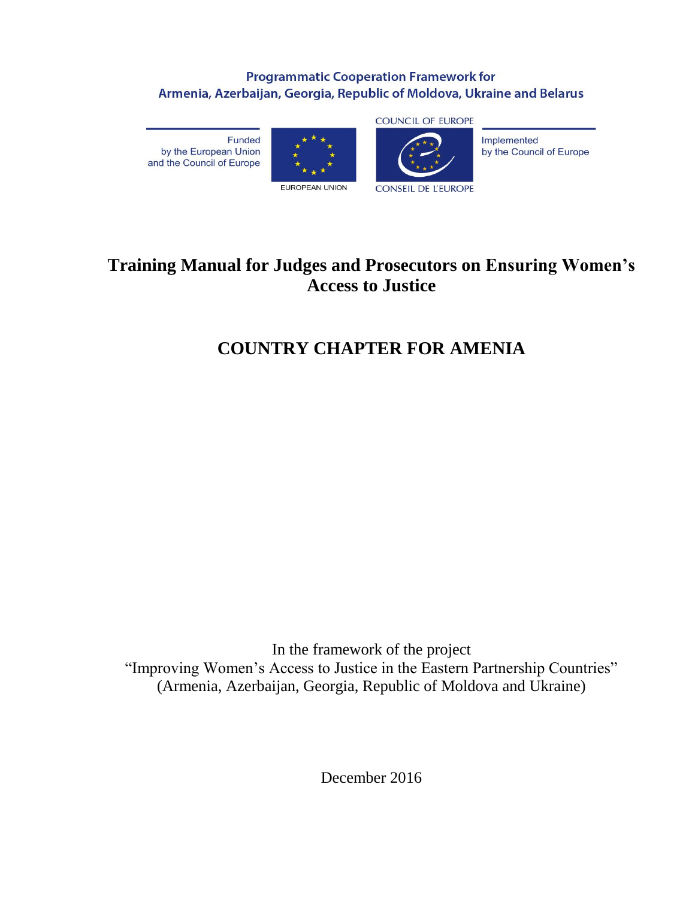Programmatic Cooperation Framework for
Armenia, Azerbaijan, Georgia, Republic of Moldova, Ukraine and Belarus

Funded by the European Union and the Council of Europe

EUROPEAN UNION

COUNCIL OF EUROPE
CONSEIL DE L'EUROPE

Implemented by the Council of Europe

# Training Manual for Judges and Prosecutors on Ensuring Women's Access to Justice

## COUNTRY CHAPTER FOR AMENIA

In the framework of the project
"Improving Women's Access to Justice in the Eastern Partnership Countries"
(Armenia, Azerbaijan, Georgia, Republic of Moldova and Ukraine)

December 2016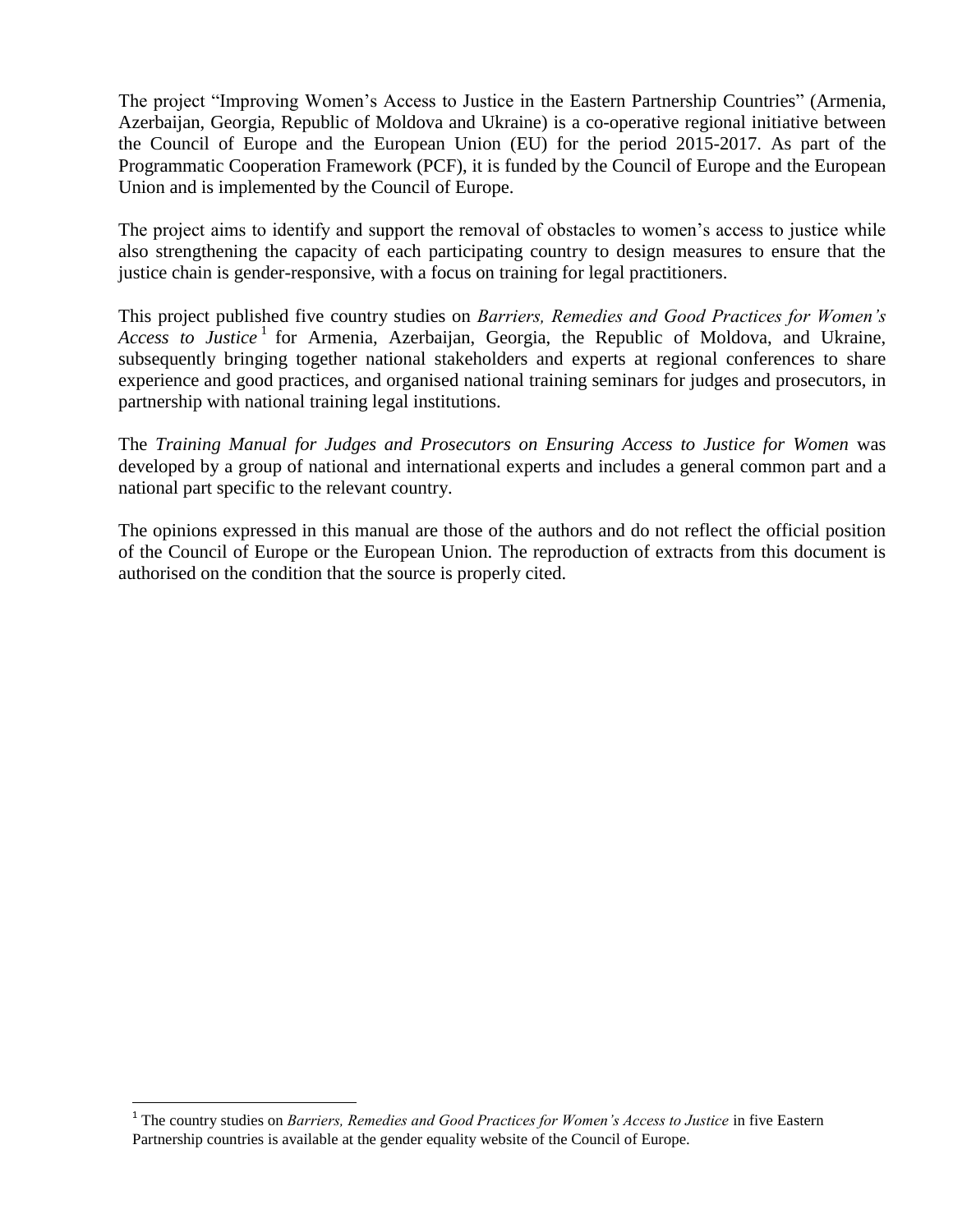The project "Improving Women's Access to Justice in the Eastern Partnership Countries" (Armenia, Azerbaijan, Georgia, Republic of Moldova and Ukraine) is a co-operative regional initiative between the Council of Europe and the European Union (EU) for the period 2015-2017. As part of the Programmatic Cooperation Framework (PCF), it is funded by the Council of Europe and the European Union and is implemented by the Council of Europe.

The project aims to identify and support the removal of obstacles to women's access to justice while also strengthening the capacity of each participating country to design measures to ensure that the justice chain is gender-responsive, with a focus on training for legal practitioners.

This project published five country studies on *Barriers, Remedies and Good Practices for Women's Access to Justice* [1] for Armenia, Azerbaijan, Georgia, the Republic of Moldova, and Ukraine, subsequently bringing together national stakeholders and experts at regional conferences to share experience and good practices, and organised national training seminars for judges and prosecutors, in partnership with national training legal institutions.

The *Training Manual for Judges and Prosecutors on Ensuring Access to Justice for Women* was developed by a group of national and international experts and includes a general common part and a national part specific to the relevant country.

The opinions expressed in this manual are those of the authors and do not reflect the official position of the Council of Europe or the European Union. The reproduction of extracts from this document is authorised on the condition that the source is properly cited.

---

[1] The country studies on *Barriers, Remedies and Good Practices for Women's Access to Justice* in five Eastern Partnership countries is available at the gender equality website of the Council of Europe.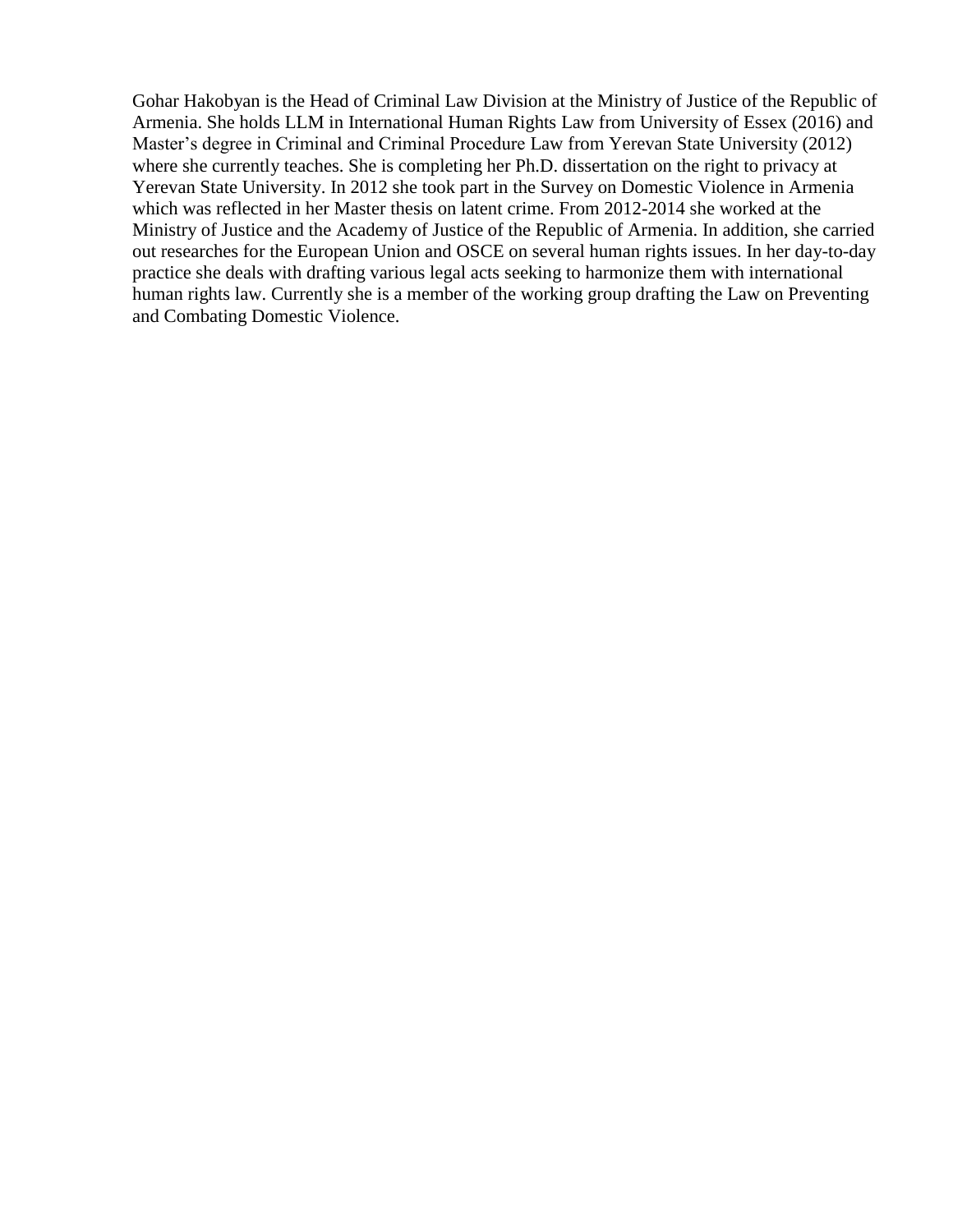Gohar Hakobyan is the Head of Criminal Law Division at the Ministry of Justice of the Republic of Armenia. She holds LLM in International Human Rights Law from University of Essex (2016) and Master's degree in Criminal and Criminal Procedure Law from Yerevan State University (2012) where she currently teaches. She is completing her Ph.D. dissertation on the right to privacy at Yerevan State University. In 2012 she took part in the Survey on Domestic Violence in Armenia which was reflected in her Master thesis on latent crime. From 2012-2014 she worked at the Ministry of Justice and the Academy of Justice of the Republic of Armenia. In addition, she carried out researches for the European Union and OSCE on several human rights issues. In her day-to-day practice she deals with drafting various legal acts seeking to harmonize them with international human rights law. Currently she is a member of the working group drafting the Law on Preventing and Combating Domestic Violence.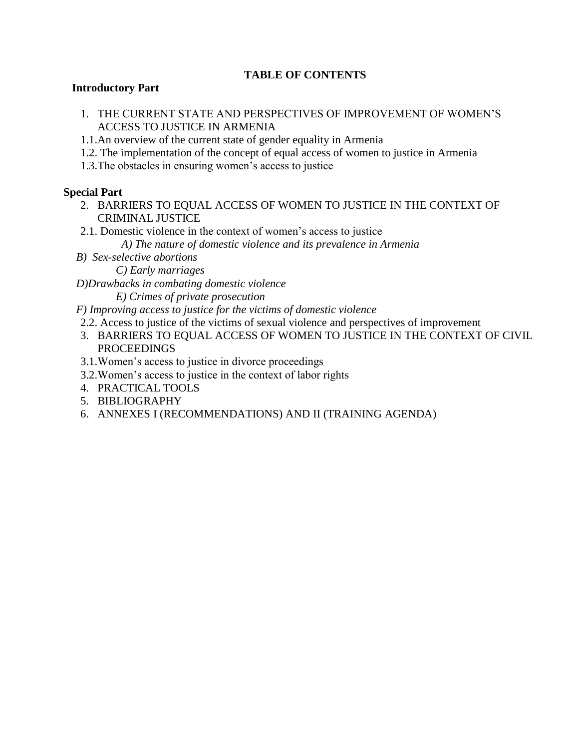**TABLE OF CONTENTS**

**Introductory Part**

1. THE CURRENT STATE AND PERSPECTIVES OF IMPROVEMENT OF WOMEN'S ACCESS TO JUSTICE IN ARMENIA

1.1. An overview of the current state of gender equality in Armenia

1.2. The implementation of the concept of equal access of women to justice in Armenia

1.3. The obstacles in ensuring women's access to justice

**Special Part**

2. BARRIERS TO EQUAL ACCESS OF WOMEN TO JUSTICE IN THE CONTEXT OF CRIMINAL JUSTICE

2.1. Domestic violence in the context of women's access to justice

*A) The nature of domestic violence and its prevalence in Armenia*

*B) Sex-selective abortions*

*C) Early marriages*

*D) Drawbacks in combating domestic violence*

*E) Crimes of private prosecution*

*F) Improving access to justice for the victims of domestic violence*

2.2. Access to justice of the victims of sexual violence and perspectives of improvement

3. BARRIERS TO EQUAL ACCESS OF WOMEN TO JUSTICE IN THE CONTEXT OF CIVIL PROCEEDINGS

3.1. Women's access to justice in divorce proceedings

3.2. Women's access to justice in the context of labor rights

4. PRACTICAL TOOLS
5. BIBLIOGRAPHY
6. ANNEXES I (RECOMMENDATIONS) AND II (TRAINING AGENDA)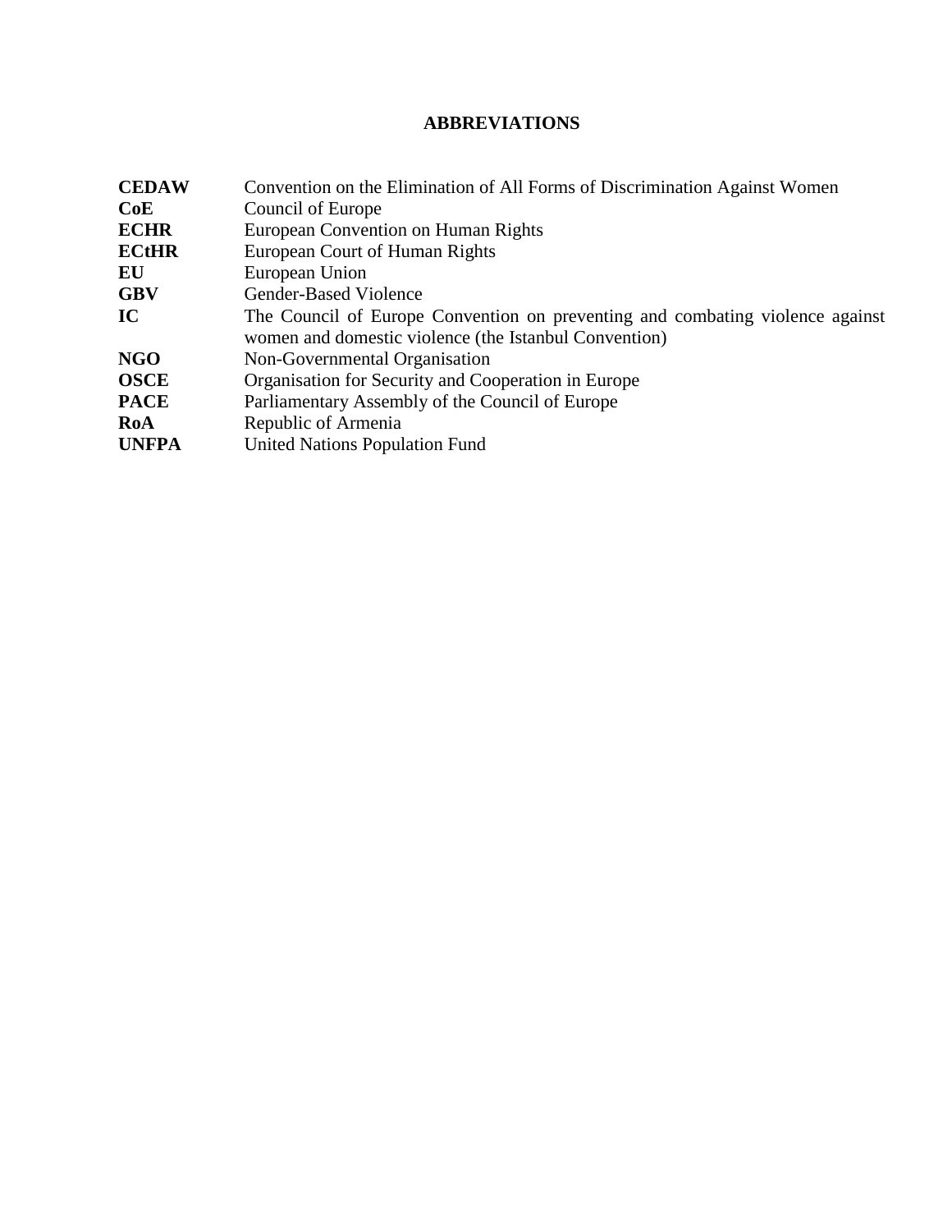# ABBREVIATIONS

| | |
|---|---|
| **CEDAW** | Convention on the Elimination of All Forms of Discrimination Against Women |
| **CoE** | Council of Europe |
| **ECHR** | European Convention on Human Rights |
| **ECtHR** | European Court of Human Rights |
| **EU** | European Union |
| **GBV** | Gender-Based Violence |
| **IC** | The Council of Europe Convention on preventing and combating violence against women and domestic violence (the Istanbul Convention) |
| **NGO** | Non-Governmental Organisation |
| **OSCE** | Organisation for Security and Cooperation in Europe |
| **PACE** | Parliamentary Assembly of the Council of Europe |
| **RoA** | Republic of Armenia |
| **UNFPA** | United Nations Population Fund |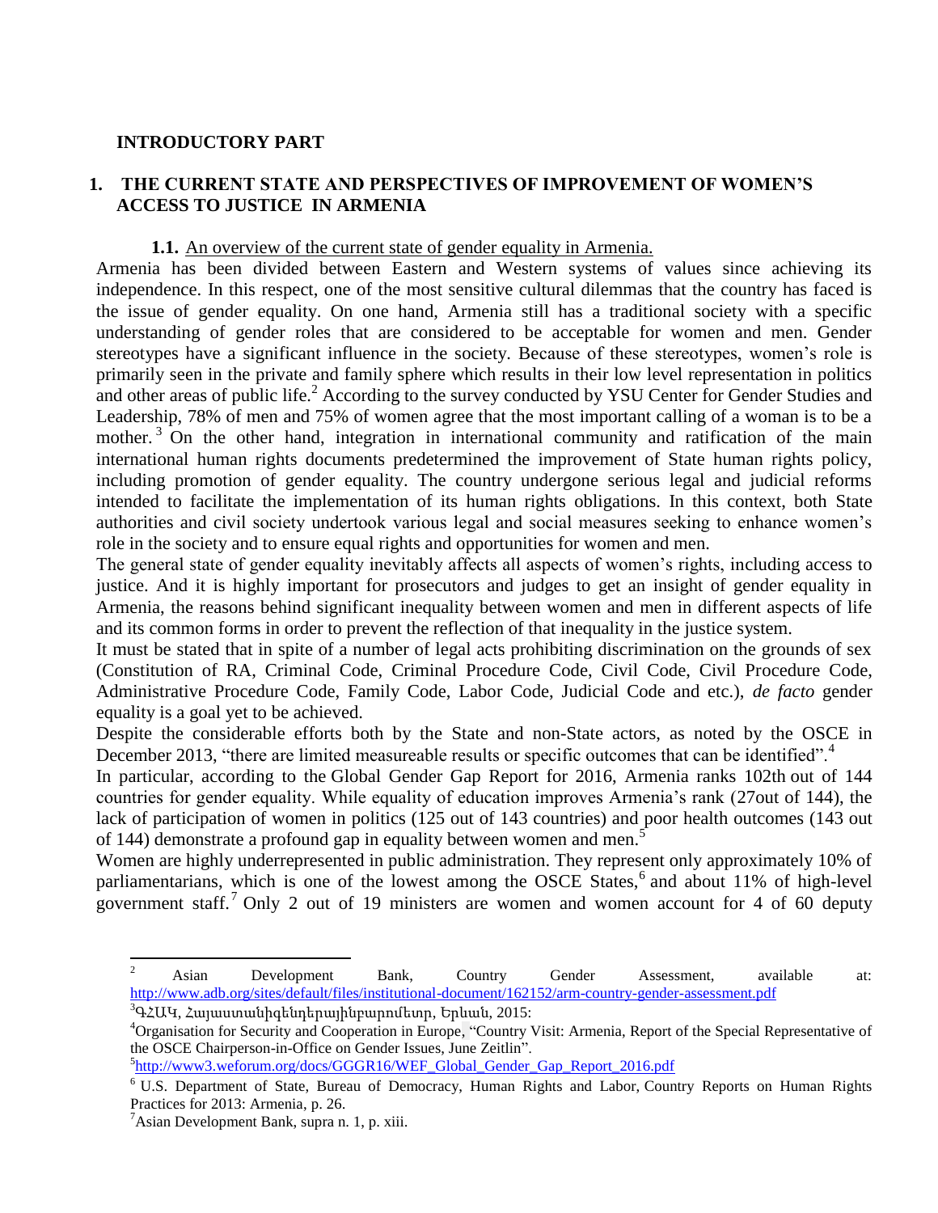**INTRODUCTORY PART**

## 1. THE CURRENT STATE AND PERSPECTIVES OF IMPROVEMENT OF WOMEN'S ACCESS TO JUSTICE IN ARMENIA

### 1.1. An overview of the current state of gender equality in Armenia.

Armenia has been divided between Eastern and Western systems of values since achieving its independence. In this respect, one of the most sensitive cultural dilemmas that the country has faced is the issue of gender equality. On one hand, Armenia still has a traditional society with a specific understanding of gender roles that are considered to be acceptable for women and men. Gender stereotypes have a significant influence in the society. Because of these stereotypes, women's role is primarily seen in the private and family sphere which results in their low level representation in politics and other areas of public life.[2] According to the survey conducted by YSU Center for Gender Studies and Leadership, 78% of men and 75% of women agree that the most important calling of a woman is to be a mother.[3] On the other hand, integration in international community and ratification of the main international human rights documents predetermined the improvement of State human rights policy, including promotion of gender equality. The country undergone serious legal and judicial reforms intended to facilitate the implementation of its human rights obligations. In this context, both State authorities and civil society undertook various legal and social measures seeking to enhance women's role in the society and to ensure equal rights and opportunities for women and men.

The general state of gender equality inevitably affects all aspects of women's rights, including access to justice. And it is highly important for prosecutors and judges to get an insight of gender equality in Armenia, the reasons behind significant inequality between women and men in different aspects of life and its common forms in order to prevent the reflection of that inequality in the justice system.

It must be stated that in spite of a number of legal acts prohibiting discrimination on the grounds of sex (Constitution of RA, Criminal Code, Criminal Procedure Code, Civil Code, Civil Procedure Code, Administrative Procedure Code, Family Code, Labor Code, Judicial Code and etc.), *de facto* gender equality is a goal yet to be achieved.

Despite the considerable efforts both by the State and non-State actors, as noted by the OSCE in December 2013, "there are limited measureable results or specific outcomes that can be identified".[4]

In particular, according to the Global Gender Gap Report for 2016, Armenia ranks 102th out of 144 countries for gender equality. While equality of education improves Armenia's rank (27out of 144), the lack of participation of women in politics (125 out of 143 countries) and poor health outcomes (143 out of 144) demonstrate a profound gap in equality between women and men.[5]

Women are highly underrepresented in public administration. They represent only approximately 10% of parliamentarians, which is one of the lowest among the OSCE States,[6] and about 11% of high-level government staff.[7] Only 2 out of 19 ministers are women and women account for 4 of 60 deputy

---

[2] Asian Development Bank, Country Gender Assessment, available at: http://www.adb.org/sites/default/files/institutional-document/162152/arm-country-gender-assessment.pdf

[3] ԳՀԱԿ, Հայաստանիգենդերայինբարոմետր, Երևան, 2015:

[4] Organisation for Security and Cooperation in Europe, "Country Visit: Armenia, Report of the Special Representative of the OSCE Chairperson-in-Office on Gender Issues, June Zeitlin".

[5] http://www3.weforum.org/docs/GGGR16/WEF_Global_Gender_Gap_Report_2016.pdf

[6] U.S. Department of State, Bureau of Democracy, Human Rights and Labor, Country Reports on Human Rights Practices for 2013: Armenia, p. 26.

[7] Asian Development Bank, supra n. 1, p. xiii.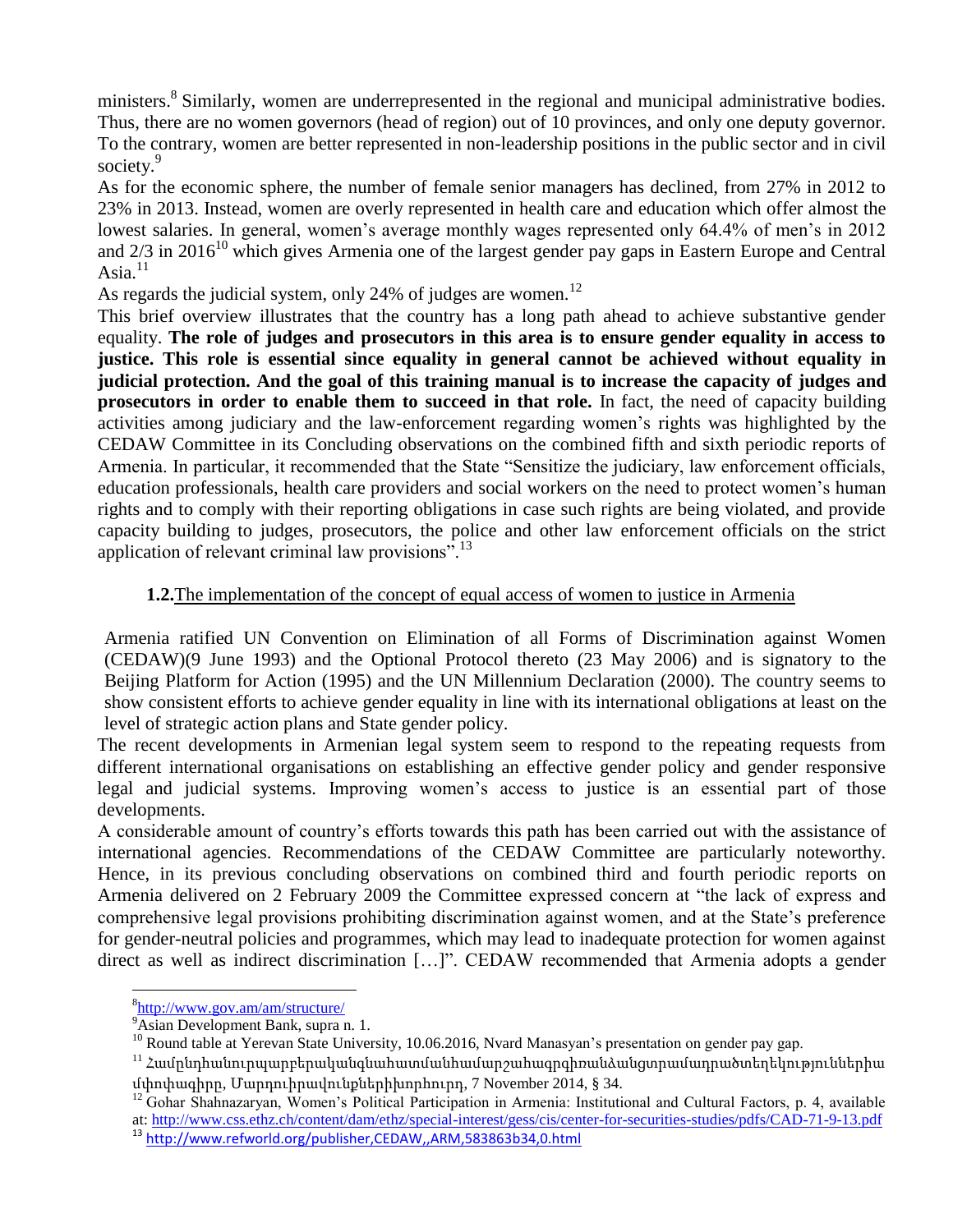ministers.[8] Similarly, women are underrepresented in the regional and municipal administrative bodies. Thus, there are no women governors (head of region) out of 10 provinces, and only one deputy governor. To the contrary, women are better represented in non-leadership positions in the public sector and in civil society.[9]

As for the economic sphere, the number of female senior managers has declined, from 27% in 2012 to 23% in 2013. Instead, women are overly represented in health care and education which offer almost the lowest salaries. In general, women's average monthly wages represented only 64.4% of men's in 2012 and 2/3 in 2016[10] which gives Armenia one of the largest gender pay gaps in Eastern Europe and Central Asia.[11]

As regards the judicial system, only 24% of judges are women.[12]

This brief overview illustrates that the country has a long path ahead to achieve substantive gender equality. **The role of judges and prosecutors in this area is to ensure gender equality in access to justice. This role is essential since equality in general cannot be achieved without equality in judicial protection. And the goal of this training manual is to increase the capacity of judges and prosecutors in order to enable them to succeed in that role.** In fact, the need of capacity building activities among judiciary and the law-enforcement regarding women's rights was highlighted by the CEDAW Committee in its Concluding observations on the combined fifth and sixth periodic reports of Armenia. In particular, it recommended that the State "Sensitize the judiciary, law enforcement officials, education professionals, health care providers and social workers on the need to protect women's human rights and to comply with their reporting obligations in case such rights are being violated, and provide capacity building to judges, prosecutors, the police and other law enforcement officials on the strict application of relevant criminal law provisions".[13]

## 1.2. The implementation of the concept of equal access of women to justice in Armenia

Armenia ratified UN Convention on Elimination of all Forms of Discrimination against Women (CEDAW)(9 June 1993) and the Optional Protocol thereto (23 May 2006) and is signatory to the Beijing Platform for Action (1995) and the UN Millennium Declaration (2000). The country seems to show consistent efforts to achieve gender equality in line with its international obligations at least on the level of strategic action plans and State gender policy.

The recent developments in Armenian legal system seem to respond to the repeating requests from different international organisations on establishing an effective gender policy and gender responsive legal and judicial systems. Improving women's access to justice is an essential part of those developments.

A considerable amount of country's efforts towards this path has been carried out with the assistance of international agencies. Recommendations of the CEDAW Committee are particularly noteworthy. Hence, in its previous concluding observations on combined third and fourth periodic reports on Armenia delivered on 2 February 2009 the Committee expressed concern at "the lack of express and comprehensive legal provisions prohibiting discrimination against women, and at the State's preference for gender-neutral policies and programmes, which may lead to inadequate protection for women against direct as well as indirect discrimination […]". CEDAW recommended that Armenia adopts a gender

---

[8] http://www.gov.am/am/structure/

[9] Asian Development Bank, supra n. 1.

[10] Round table at Yerevan State University, 10.06.2016, Nvard Manasyan's presentation on gender pay gap.

[11] Համընդհանուրպարբերականզննահատմանհամարշահագրգիռանձանցտրամադրածտեղեկություններիա մփոփագիրը, Մարդուիրավունքներիխորհուրդ, 7 November 2014, § 34.

[12] Gohar Shahnazaryan, Women's Political Participation in Armenia: Institutional and Cultural Factors, p. 4, available at: http://www.css.ethz.ch/content/dam/ethz/special-interest/gess/cis/center-for-securities-studies/pdfs/CAD-71-9-13.pdf

[13] http://www.refworld.org/publisher,CEDAW,,ARM,583863b34,0.html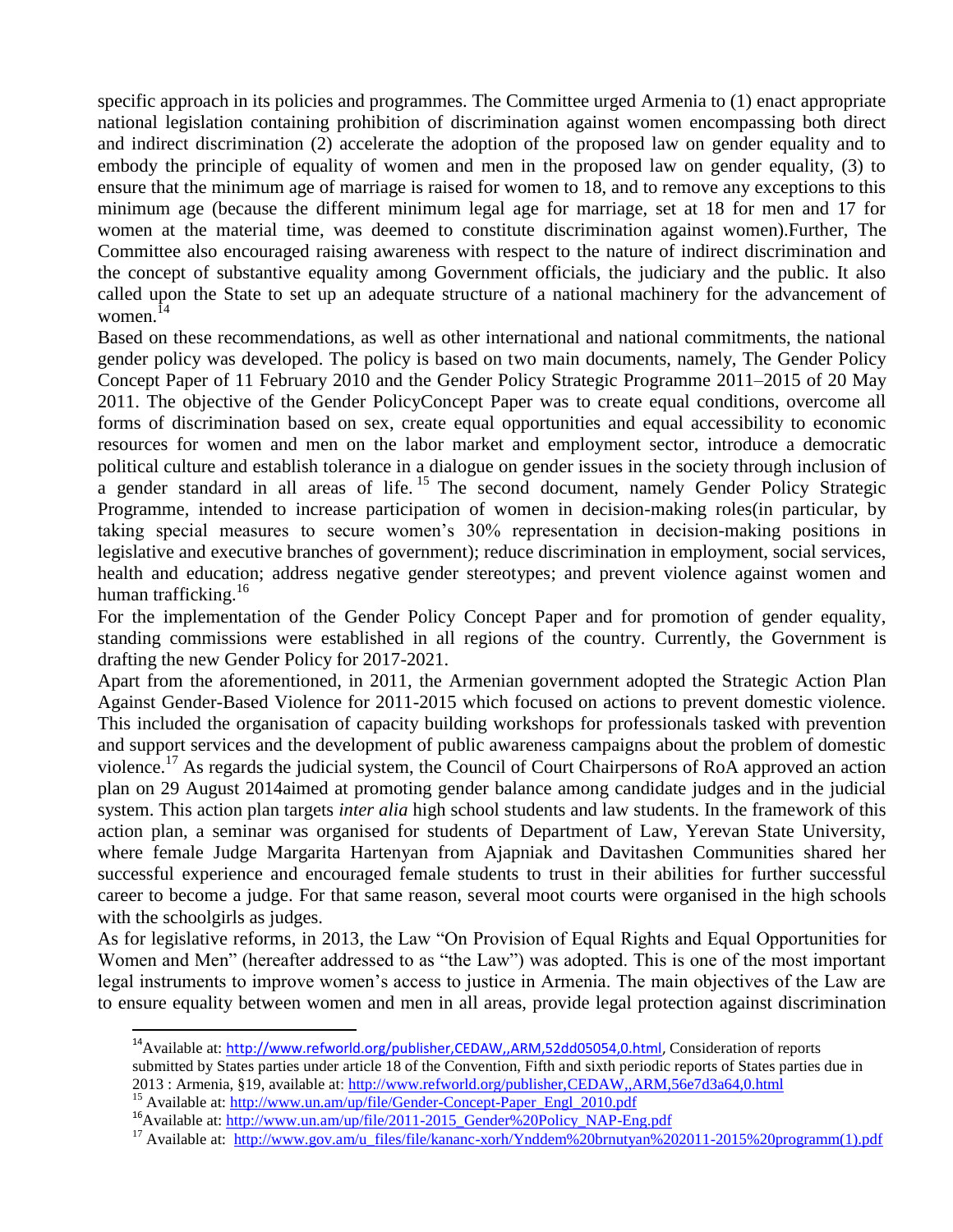specific approach in its policies and programmes. The Committee urged Armenia to (1) enact appropriate national legislation containing prohibition of discrimination against women encompassing both direct and indirect discrimination (2) accelerate the adoption of the proposed law on gender equality and to embody the principle of equality of women and men in the proposed law on gender equality, (3) to ensure that the minimum age of marriage is raised for women to 18, and to remove any exceptions to this minimum age (because the different minimum legal age for marriage, set at 18 for men and 17 for women at the material time, was deemed to constitute discrimination against women).Further, The Committee also encouraged raising awareness with respect to the nature of indirect discrimination and the concept of substantive equality among Government officials, the judiciary and the public. It also called upon the State to set up an adequate structure of a national machinery for the advancement of women.[14]

Based on these recommendations, as well as other international and national commitments, the national gender policy was developed. The policy is based on two main documents, namely, The Gender Policy Concept Paper of 11 February 2010 and the Gender Policy Strategic Programme 2011–2015 of 20 May 2011. The objective of the Gender PolicyConcept Paper was to create equal conditions, overcome all forms of discrimination based on sex, create equal opportunities and equal accessibility to economic resources for women and men on the labor market and employment sector, introduce a democratic political culture and establish tolerance in a dialogue on gender issues in the society through inclusion of a gender standard in all areas of life.[15] The second document, namely Gender Policy Strategic Programme, intended to increase participation of women in decision-making roles(in particular, by taking special measures to secure women's 30% representation in decision-making positions in legislative and executive branches of government); reduce discrimination in employment, social services, health and education; address negative gender stereotypes; and prevent violence against women and human trafficking.[16]

For the implementation of the Gender Policy Concept Paper and for promotion of gender equality, standing commissions were established in all regions of the country. Currently, the Government is drafting the new Gender Policy for 2017-2021.

Apart from the aforementioned, in 2011, the Armenian government adopted the Strategic Action Plan Against Gender-Based Violence for 2011-2015 which focused on actions to prevent domestic violence. This included the organisation of capacity building workshops for professionals tasked with prevention and support services and the development of public awareness campaigns about the problem of domestic violence.[17] As regards the judicial system, the Council of Court Chairpersons of RoA approved an action plan on 29 August 2014aimed at promoting gender balance among candidate judges and in the judicial system. This action plan targets *inter alia* high school students and law students. In the framework of this action plan, a seminar was organised for students of Department of Law, Yerevan State University, where female Judge Margarita Hartenyan from Ajapniak and Davitashen Communities shared her successful experience and encouraged female students to trust in their abilities for further successful career to become a judge. For that same reason, several moot courts were organised in the high schools with the schoolgirls as judges.

As for legislative reforms, in 2013, the Law "On Provision of Equal Rights and Equal Opportunities for Women and Men" (hereafter addressed to as "the Law") was adopted. This is one of the most important legal instruments to improve women's access to justice in Armenia. The main objectives of the Law are to ensure equality between women and men in all areas, provide legal protection against discrimination

---

[14] Available at: http://www.refworld.org/publisher,CEDAW,,ARM,52dd05054,0.html, Consideration of reports submitted by States parties under article 18 of the Convention, Fifth and sixth periodic reports of States parties due in 2013 : Armenia, §19, available at: http://www.refworld.org/publisher,CEDAW,,ARM,56e7d3a64,0.html

[15] Available at: http://www.un.am/up/file/Gender-Concept-Paper_Engl_2010.pdf

[16] Available at: http://www.un.am/up/file/2011-2015_Gender%20Policy_NAP-Eng.pdf

[17] Available at: http://www.gov.am/u_files/file/kananc-xorh/Ynddem%20brnutyan%202011-2015%20programm(1).pdf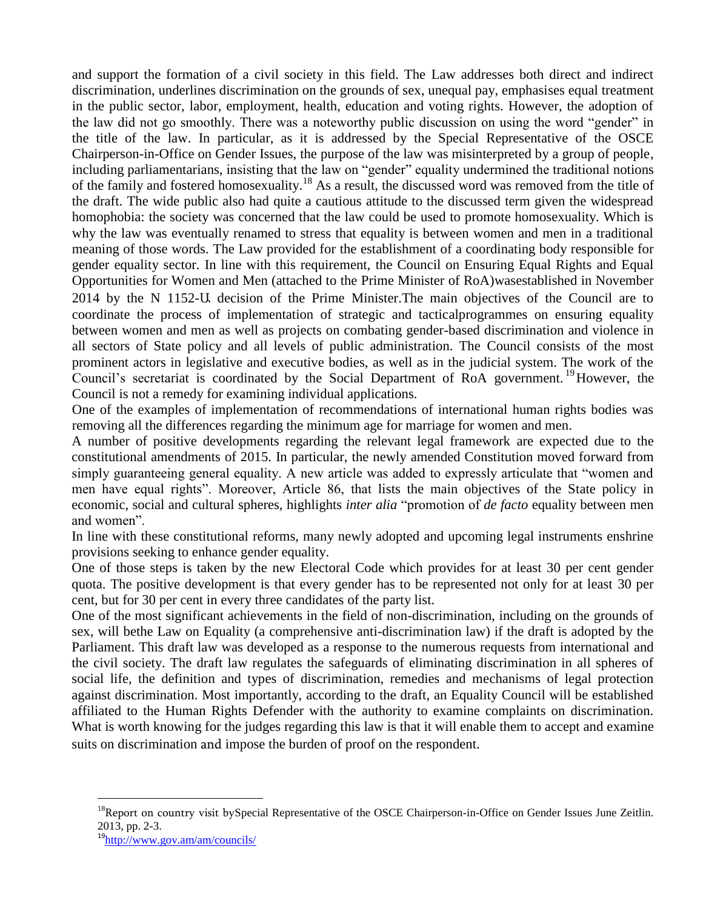and support the formation of a civil society in this field. The Law addresses both direct and indirect discrimination, underlines discrimination on the grounds of sex, unequal pay, emphasises equal treatment in the public sector, labor, employment, health, education and voting rights. However, the adoption of the law did not go smoothly. There was a noteworthy public discussion on using the word "gender" in the title of the law. In particular, as it is addressed by the Special Representative of the OSCE Chairperson-in-Office on Gender Issues, the purpose of the law was misinterpreted by a group of people, including parliamentarians, insisting that the law on "gender" equality undermined the traditional notions of the family and fostered homosexuality.[18] As a result, the discussed word was removed from the title of the draft. The wide public also had quite a cautious attitude to the discussed term given the widespread homophobia: the society was concerned that the law could be used to promote homosexuality. Which is why the law was eventually renamed to stress that equality is between women and men in a traditional meaning of those words. The Law provided for the establishment of a coordinating body responsible for gender equality sector. In line with this requirement, the Council on Ensuring Equal Rights and Equal Opportunities for Women and Men (attached to the Prime Minister of RoA)wasestablished in November 2014 by the N 1152-Ս decision of the Prime Minister.The main objectives of the Council are to coordinate the process of implementation of strategic and tacticalprogrammes on ensuring equality between women and men as well as projects on combating gender-based discrimination and violence in all sectors of State policy and all levels of public administration. The Council consists of the most prominent actors in legislative and executive bodies, as well as in the judicial system. The work of the Council's secretariat is coordinated by the Social Department of RoA government.[19] However, the Council is not a remedy for examining individual applications.

One of the examples of implementation of recommendations of international human rights bodies was removing all the differences regarding the minimum age for marriage for women and men.

A number of positive developments regarding the relevant legal framework are expected due to the constitutional amendments of 2015. In particular, the newly amended Constitution moved forward from simply guaranteeing general equality. A new article was added to expressly articulate that "women and men have equal rights". Moreover, Article 86, that lists the main objectives of the State policy in economic, social and cultural spheres, highlights *inter alia* "promotion of *de facto* equality between men and women".

In line with these constitutional reforms, many newly adopted and upcoming legal instruments enshrine provisions seeking to enhance gender equality.

One of those steps is taken by the new Electoral Code which provides for at least 30 per cent gender quota. The positive development is that every gender has to be represented not only for at least 30 per cent, but for 30 per cent in every three candidates of the party list.

One of the most significant achievements in the field of non-discrimination, including on the grounds of sex, will bethe Law on Equality (a comprehensive anti-discrimination law) if the draft is adopted by the Parliament. This draft law was developed as a response to the numerous requests from international and the civil society. The draft law regulates the safeguards of eliminating discrimination in all spheres of social life, the definition and types of discrimination, remedies and mechanisms of legal protection against discrimination. Most importantly, according to the draft, an Equality Council will be established affiliated to the Human Rights Defender with the authority to examine complaints on discrimination. What is worth knowing for the judges regarding this law is that it will enable them to accept and examine suits on discrimination and impose the burden of proof on the respondent.

---

[18] Report on country visit bySpecial Representative of the OSCE Chairperson-in-Office on Gender Issues June Zeitlin. 2013, pp. 2-3.

[19] http://www.gov.am/am/councils/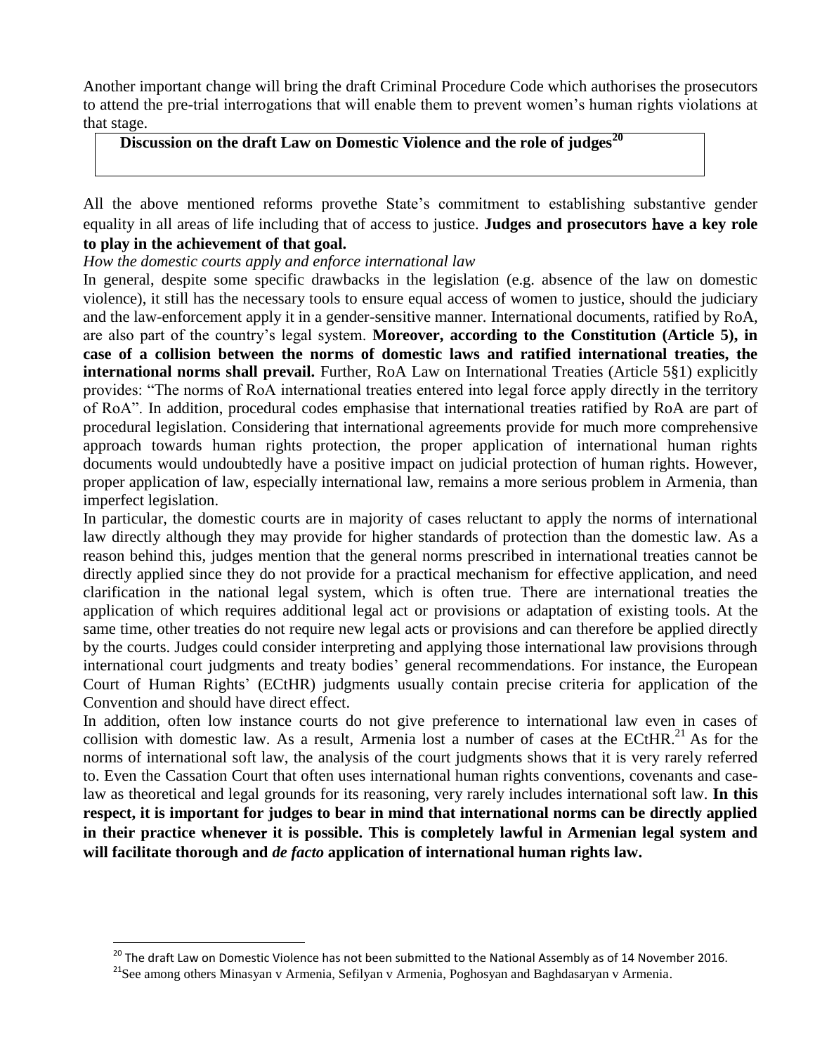Another important change will bring the draft Criminal Procedure Code which authorises the prosecutors to attend the pre-trial interrogations that will enable them to prevent women's human rights violations at that stage.

## Discussion on the draft Law on Domestic Violence and the role of judges[20]

All the above mentioned reforms provethe State's commitment to establishing substantive gender equality in all areas of life including that of access to justice. **Judges and prosecutors have a key role to play in the achievement of that goal.**

*How the domestic courts apply and enforce international law*

In general, despite some specific drawbacks in the legislation (e.g. absence of the law on domestic violence), it still has the necessary tools to ensure equal access of women to justice, should the judiciary and the law-enforcement apply it in a gender-sensitive manner. International documents, ratified by RoA, are also part of the country's legal system. **Moreover, according to the Constitution (Article 5), in case of a collision between the norms of domestic laws and ratified international treaties, the international norms shall prevail.** Further, RoA Law on International Treaties (Article 5§1) explicitly provides: "The norms of RoA international treaties entered into legal force apply directly in the territory of RoA". In addition, procedural codes emphasise that international treaties ratified by RoA are part of procedural legislation. Considering that international agreements provide for much more comprehensive approach towards human rights protection, the proper application of international human rights documents would undoubtedly have a positive impact on judicial protection of human rights. However, proper application of law, especially international law, remains a more serious problem in Armenia, than imperfect legislation.

In particular, the domestic courts are in majority of cases reluctant to apply the norms of international law directly although they may provide for higher standards of protection than the domestic law. As a reason behind this, judges mention that the general norms prescribed in international treaties cannot be directly applied since they do not provide for a practical mechanism for effective application, and need clarification in the national legal system, which is often true. There are international treaties the application of which requires additional legal act or provisions or adaptation of existing tools. At the same time, other treaties do not require new legal acts or provisions and can therefore be applied directly by the courts. Judges could consider interpreting and applying those international law provisions through international court judgments and treaty bodies' general recommendations. For instance, the European Court of Human Rights' (ECtHR) judgments usually contain precise criteria for application of the Convention and should have direct effect.

In addition, often low instance courts do not give preference to international law even in cases of collision with domestic law. As a result, Armenia lost a number of cases at the ECtHR.[21] As for the norms of international soft law, the analysis of the court judgments shows that it is very rarely referred to. Even the Cassation Court that often uses international human rights conventions, covenants and case-law as theoretical and legal grounds for its reasoning, very rarely includes international soft law. **In this respect, it is important for judges to bear in mind that international norms can be directly applied in their practice whenever it is possible. This is completely lawful in Armenian legal system and will facilitate thorough and *de facto* application of international human rights law.**

---

[20] The draft Law on Domestic Violence has not been submitted to the National Assembly as of 14 November 2016.

[21] See among others Minasyan v Armenia, Sefilyan v Armenia, Poghosyan and Baghdasaryan v Armenia.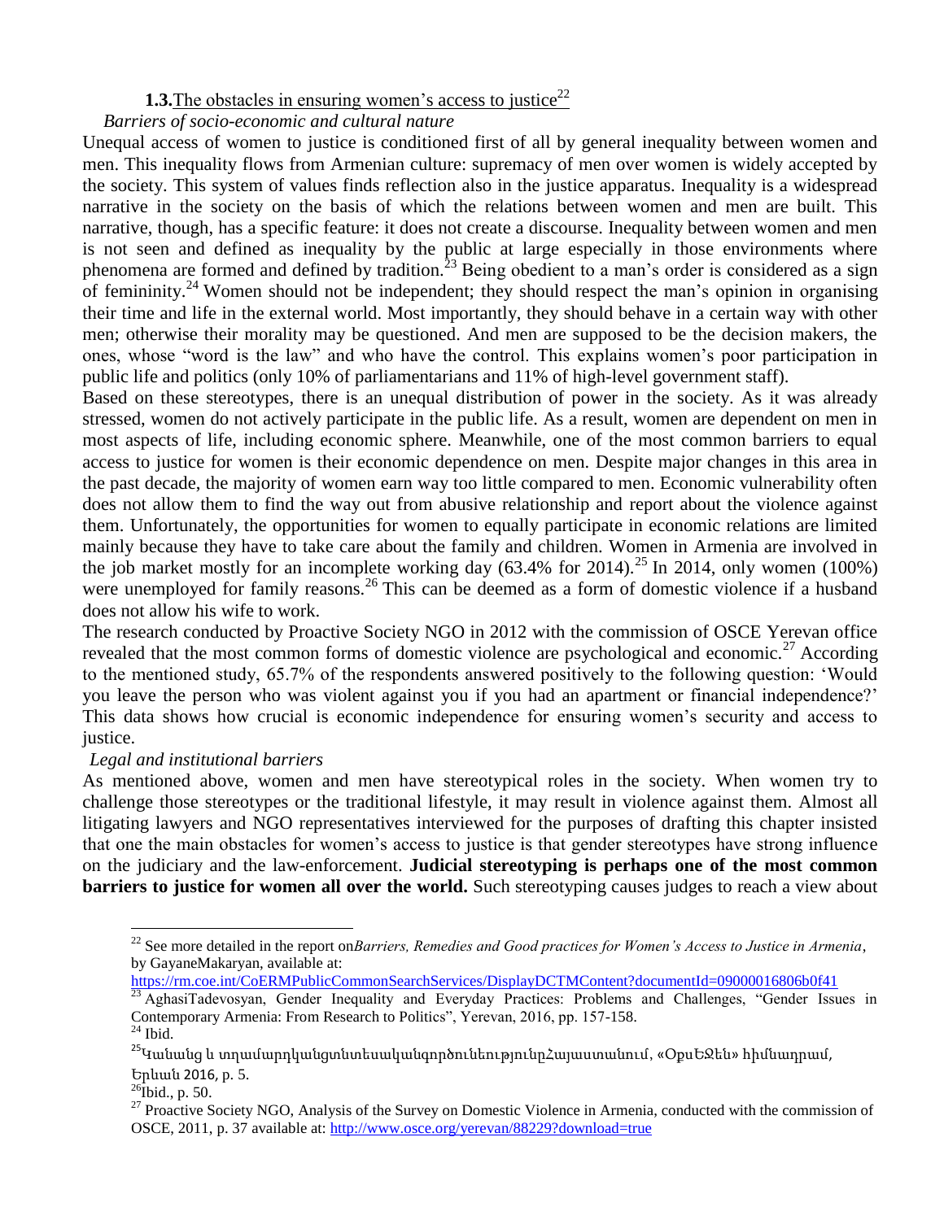### **1.3.** The obstacles in ensuring women's access to justice[22]

*Barriers of socio-economic and cultural nature*

Unequal access of women to justice is conditioned first of all by general inequality between women and men. This inequality flows from Armenian culture: supremacy of men over women is widely accepted by the society. This system of values finds reflection also in the justice apparatus. Inequality is a widespread narrative in the society on the basis of which the relations between women and men are built. This narrative, though, has a specific feature: it does not create a discourse. Inequality between women and men is not seen and defined as inequality by the public at large especially in those environments where phenomena are formed and defined by tradition.[23] Being obedient to a man's order is considered as a sign of femininity.[24] Women should not be independent; they should respect the man's opinion in organising their time and life in the external world. Most importantly, they should behave in a certain way with other men; otherwise their morality may be questioned. And men are supposed to be the decision makers, the ones, whose "word is the law" and who have the control. This explains women's poor participation in public life and politics (only 10% of parliamentarians and 11% of high-level government staff).

Based on these stereotypes, there is an unequal distribution of power in the society. As it was already stressed, women do not actively participate in the public life. As a result, women are dependent on men in most aspects of life, including economic sphere. Meanwhile, one of the most common barriers to equal access to justice for women is their economic dependence on men. Despite major changes in this area in the past decade, the majority of women earn way too little compared to men. Economic vulnerability often does not allow them to find the way out from abusive relationship and report about the violence against them. Unfortunately, the opportunities for women to equally participate in economic relations are limited mainly because they have to take care about the family and children. Women in Armenia are involved in the job market mostly for an incomplete working day (63.4% for 2014).[25] In 2014, only women (100%) were unemployed for family reasons.[26] This can be deemed as a form of domestic violence if a husband does not allow his wife to work.

The research conducted by Proactive Society NGO in 2012 with the commission of OSCE Yerevan office revealed that the most common forms of domestic violence are psychological and economic.[27] According to the mentioned study, 65.7% of the respondents answered positively to the following question: 'Would you leave the person who was violent against you if you had an apartment or financial independence?' This data shows how crucial is economic independence for ensuring women's security and access to justice.

*Legal and institutional barriers*

As mentioned above, women and men have stereotypical roles in the society. When women try to challenge those stereotypes or the traditional lifestyle, it may result in violence against them. Almost all litigating lawyers and NGO representatives interviewed for the purposes of drafting this chapter insisted that one the main obstacles for women's access to justice is that gender stereotypes have strong influence on the judiciary and the law-enforcement. **Judicial stereotyping is perhaps one of the most common barriers to justice for women all over the world.** Such stereotyping causes judges to reach a view about

---

[22] See more detailed in the report on *Barriers, Remedies and Good practices for Women's Access to Justice in Armenia*, by GayaneMakaryan, available at: https://rm.coe.int/CoERMPublicCommonSearchServices/DisplayDCTMContent?documentId=09000016806b0f41

[23] AghasiTadevosyan, Gender Inequality and Everyday Practices: Problems and Challenges, "Gender Issues in Contemporary Armenia: From Research to Politics", Yerevan, 2016, pp. 157-158.

[24] Ibid.

[25] Կանանց և տղամարդկանցտնտեսականգործունեությունըՀայաստանում, «ՕքսԵՋէն» հիմնադրամ, Երևան 2016, p. 5.

[26] Ibid., p. 50.

[27] Proactive Society NGO, Analysis of the Survey on Domestic Violence in Armenia, conducted with the commission of OSCE, 2011, p. 37 available at: http://www.osce.org/yerevan/88229?download=true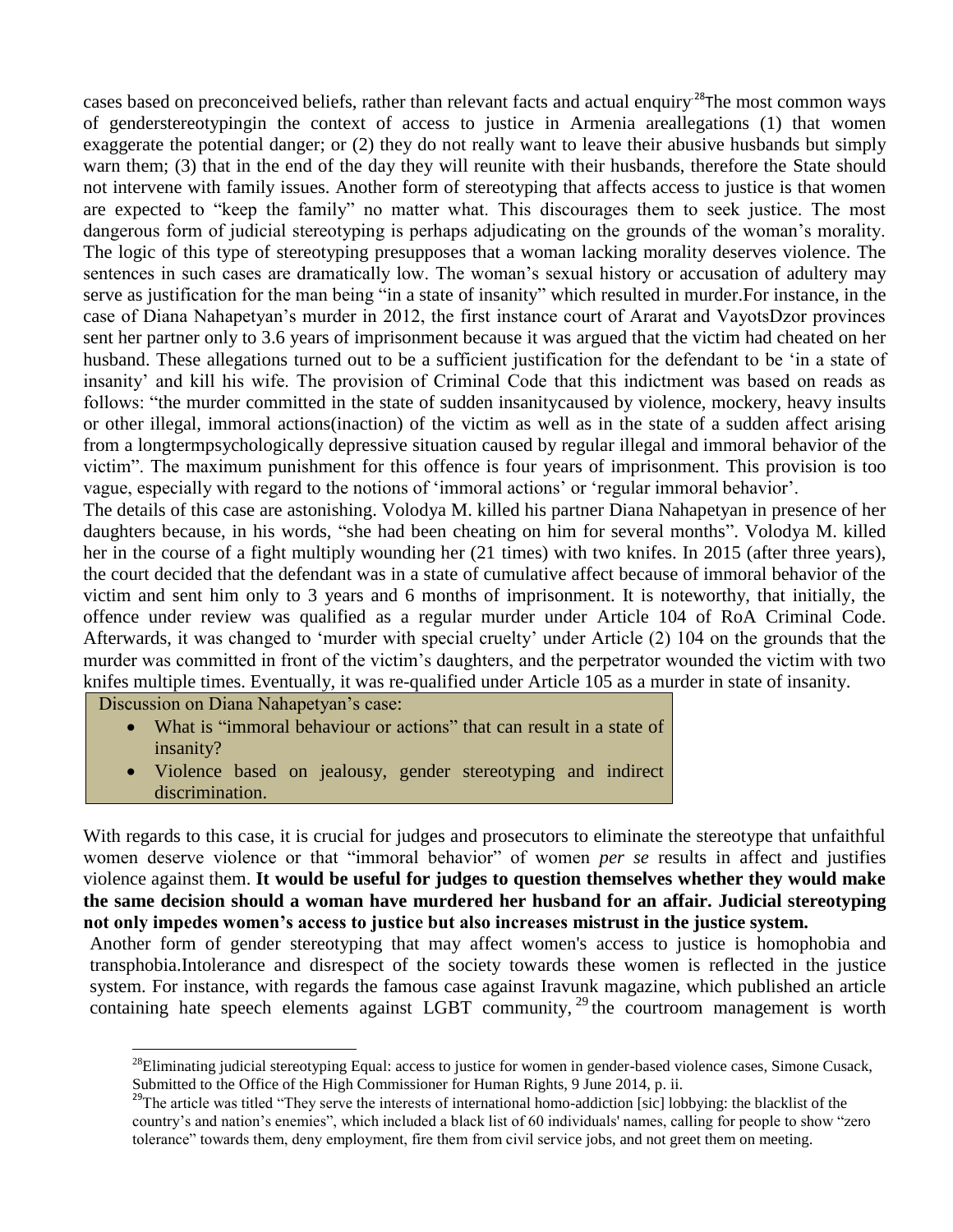cases based on preconceived beliefs, rather than relevant facts and actual enquiry.[28]The most common ways of genderstereotypingin the context of access to justice in Armenia areallegations (1) that women exaggerate the potential danger; or (2) they do not really want to leave their abusive husbands but simply warn them; (3) that in the end of the day they will reunite with their husbands, therefore the State should not intervene with family issues. Another form of stereotyping that affects access to justice is that women are expected to "keep the family" no matter what. This discourages them to seek justice. The most dangerous form of judicial stereotyping is perhaps adjudicating on the grounds of the woman's morality. The logic of this type of stereotyping presupposes that a woman lacking morality deserves violence. The sentences in such cases are dramatically low. The woman's sexual history or accusation of adultery may serve as justification for the man being "in a state of insanity" which resulted in murder.For instance, in the case of Diana Nahapetyan's murder in 2012, the first instance court of Ararat and VayotsDzor provinces sent her partner only to 3.6 years of imprisonment because it was argued that the victim had cheated on her husband. These allegations turned out to be a sufficient justification for the defendant to be 'in a state of insanity' and kill his wife. The provision of Criminal Code that this indictment was based on reads as follows: "the murder committed in the state of sudden insanitycaused by violence, mockery, heavy insults or other illegal, immoral actions(inaction) of the victim as well as in the state of a sudden affect arising from a longtermpsychologically depressive situation caused by regular illegal and immoral behavior of the victim". The maximum punishment for this offence is four years of imprisonment. This provision is too vague, especially with regard to the notions of 'immoral actions' or 'regular immoral behavior'.

The details of this case are astonishing. Volodya M. killed his partner Diana Nahapetyan in presence of her daughters because, in his words, "she had been cheating on him for several months". Volodya M. killed her in the course of a fight multiply wounding her (21 times) with two knifes. In 2015 (after three years), the court decided that the defendant was in a state of cumulative affect because of immoral behavior of the victim and sent him only to 3 years and 6 months of imprisonment. It is noteworthy, that initially, the offence under review was qualified as a regular murder under Article 104 of RoA Criminal Code. Afterwards, it was changed to 'murder with special cruelty' under Article (2) 104 on the grounds that the murder was committed in front of the victim's daughters, and the perpetrator wounded the victim with two knifes multiple times. Eventually, it was re-qualified under Article 105 as a murder in state of insanity.

Discussion on Diana Nahapetyan's case:

- What is "immoral behaviour or actions" that can result in a state of insanity?
- Violence based on jealousy, gender stereotyping and indirect discrimination.

With regards to this case, it is crucial for judges and prosecutors to eliminate the stereotype that unfaithful women deserve violence or that "immoral behavior" of women *per se* results in affect and justifies violence against them. **It would be useful for judges to question themselves whether they would make the same decision should a woman have murdered her husband for an affair. Judicial stereotyping not only impedes women's access to justice but also increases mistrust in the justice system.**

Another form of gender stereotyping that may affect women's access to justice is homophobia and transphobia.Intolerance and disrespect of the society towards these women is reflected in the justice system. For instance, with regards the famous case against Iravunk magazine, which published an article containing hate speech elements against LGBT community,[29] the courtroom management is worth

[28]Eliminating judicial stereotyping Equal: access to justice for women in gender-based violence cases, Simone Cusack, Submitted to the Office of the High Commissioner for Human Rights, 9 June 2014, p. ii.

[29]The article was titled "They serve the interests of international homo-addiction [sic] lobbying: the blacklist of the country's and nation's enemies", which included a black list of 60 individuals' names, calling for people to show "zero tolerance" towards them, deny employment, fire them from civil service jobs, and not greet them on meeting.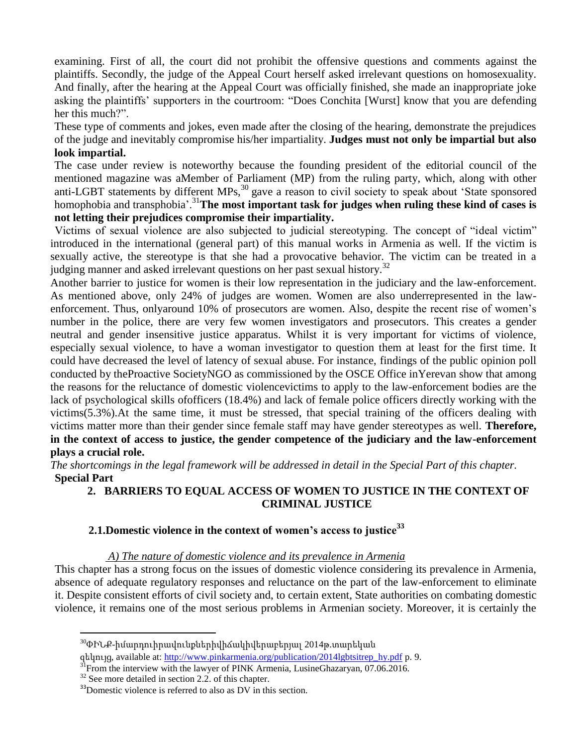examining. First of all, the court did not prohibit the offensive questions and comments against the plaintiffs. Secondly, the judge of the Appeal Court herself asked irrelevant questions on homosexuality. And finally, after the hearing at the Appeal Court was officially finished, she made an inappropriate joke asking the plaintiffs' supporters in the courtroom: "Does Conchita [Wurst] know that you are defending her this much?".

These type of comments and jokes, even made after the closing of the hearing, demonstrate the prejudices of the judge and inevitably compromise his/her impartiality. **Judges must not only be impartial but also look impartial.**

The case under review is noteworthy because the founding president of the editorial council of the mentioned magazine was aMember of Parliament (MP) from the ruling party, which, along with other anti-LGBT statements by different MPs,[30] gave a reason to civil society to speak about 'State sponsored homophobia and transphobia'.[31] **The most important task for judges when ruling these kind of cases is not letting their prejudices compromise their impartiality.**

Victims of sexual violence are also subjected to judicial stereotyping. The concept of "ideal victim" introduced in the international (general part) of this manual works in Armenia as well. If the victim is sexually active, the stereotype is that she had a provocative behavior. The victim can be treated in a judging manner and asked irrelevant questions on her past sexual history.[32]

Another barrier to justice for women is their low representation in the judiciary and the law-enforcement. As mentioned above, only 24% of judges are women. Women are also underrepresented in the law-enforcement. Thus, onlyaround 10% of prosecutors are women. Also, despite the recent rise of women's number in the police, there are very few women investigators and prosecutors. This creates a gender neutral and gender insensitive justice apparatus. Whilst it is very important for victims of violence, especially sexual violence, to have a woman investigator to question them at least for the first time. It could have decreased the level of latency of sexual abuse. For instance, findings of the public opinion poll conducted by theProactive SocietyNGO as commissioned by the OSCE Office inYerevan show that among the reasons for the reluctance of domestic violencevictims to apply to the law-enforcement bodies are the lack of psychological skills ofofficers (18.4%) and lack of female police officers directly working with the victims(5.3%).At the same time, it must be stressed, that special training of the officers dealing with victims matter more than their gender since female staff may have gender stereotypes as well. **Therefore, in the context of access to justice, the gender competence of the judiciary and the law-enforcement plays a crucial role.**

*The shortcomings in the legal framework will be addressed in detail in the Special Part of this chapter.*

**Special Part**

## 2. BARRIERS TO EQUAL ACCESS OF WOMEN TO JUSTICE IN THE CONTEXT OF CRIMINAL JUSTICE

### 2.1.Domestic violence in the context of women's access to justice[33]

*A) The nature of domestic violence and its prevalence in Armenia*

This chapter has a strong focus on the issues of domestic violence considering its prevalence in Armenia, absence of adequate regulatory responses and reluctance on the part of the law-enforcement to eliminate it. Despite consistent efforts of civil society and, to certain extent, State authorities on combating domestic violence, it remains one of the most serious problems in Armenian society. Moreover, it is certainly the

---

[30] ՓԻՆՔ-իմարդուիրավունքներիվիճակիվերաբերյալ 2014թ.տարեկան զեկույց, available at: http://www.pinkarmenia.org/publication/2014lgbtsitrep_hy.pdf p. 9.

[31] From the interview with the lawyer of PINK Armenia, LusineGhazaryan, 07.06.2016.

[32] See more detailed in section 2.2. of this chapter.

[33] Domestic violence is referred to also as DV in this section.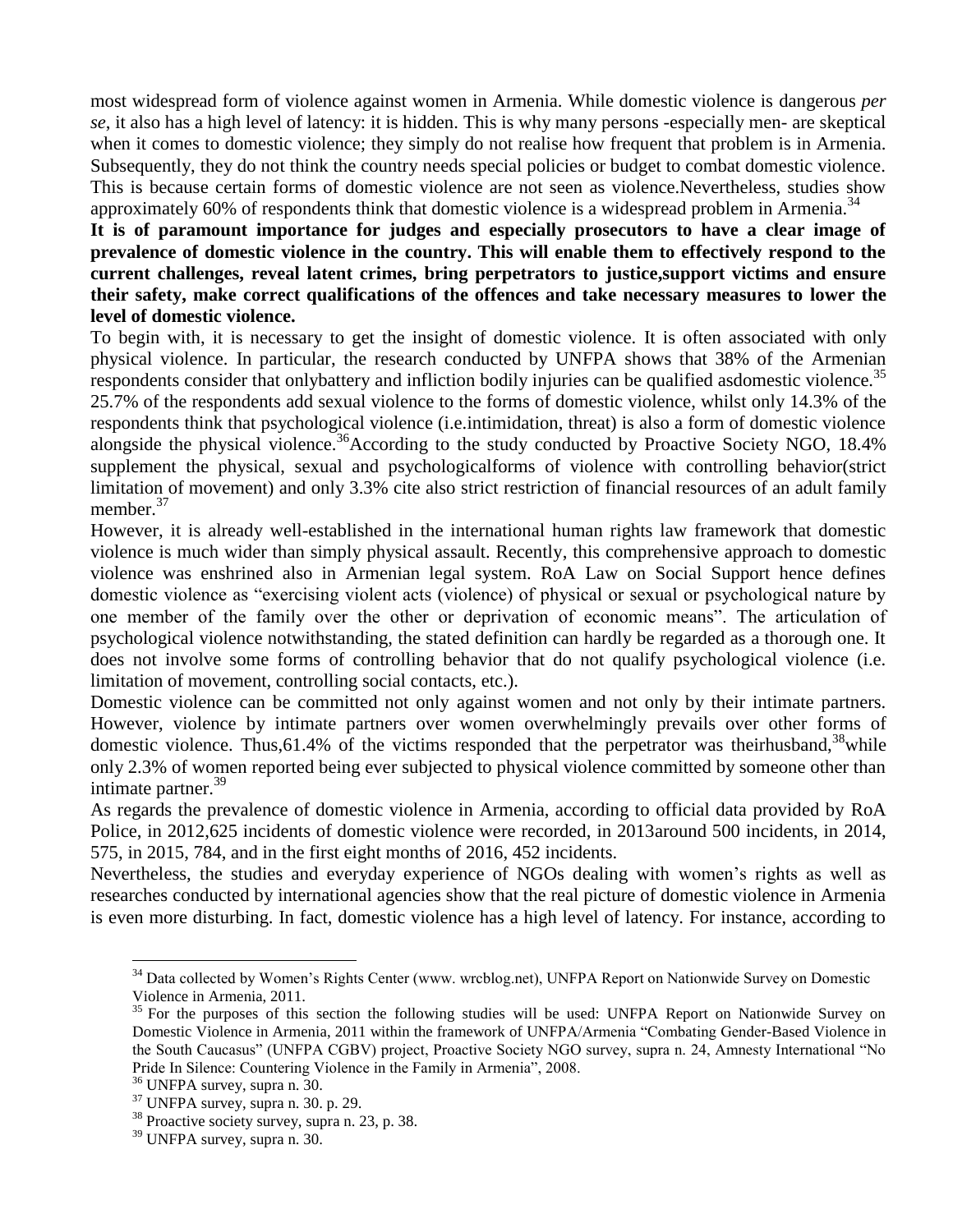most widespread form of violence against women in Armenia. While domestic violence is dangerous *per se*, it also has a high level of latency: it is hidden. This is why many persons -especially men- are skeptical when it comes to domestic violence; they simply do not realise how frequent that problem is in Armenia. Subsequently, they do not think the country needs special policies or budget to combat domestic violence. This is because certain forms of domestic violence are not seen as violence.Nevertheless, studies show approximately 60% of respondents think that domestic violence is a widespread problem in Armenia.[34]

**It is of paramount importance for judges and especially prosecutors to have a clear image of prevalence of domestic violence in the country. This will enable them to effectively respond to the current challenges, reveal latent crimes, bring perpetrators to justice,support victims and ensure their safety, make correct qualifications of the offences and take necessary measures to lower the level of domestic violence.**

To begin with, it is necessary to get the insight of domestic violence. It is often associated with only physical violence. In particular, the research conducted by UNFPA shows that 38% of the Armenian respondents consider that onlybattery and infliction bodily injuries can be qualified asdomestic violence.[35] 25.7% of the respondents add sexual violence to the forms of domestic violence, whilst only 14.3% of the respondents think that psychological violence (i.e.intimidation, threat) is also a form of domestic violence alongside the physical violence.[36]According to the study conducted by Proactive Society NGO, 18.4% supplement the physical, sexual and psychologicalforms of violence with controlling behavior(strict limitation of movement) and only 3.3% cite also strict restriction of financial resources of an adult family member.[37]

However, it is already well-established in the international human rights law framework that domestic violence is much wider than simply physical assault. Recently, this comprehensive approach to domestic violence was enshrined also in Armenian legal system. RoA Law on Social Support hence defines domestic violence as "exercising violent acts (violence) of physical or sexual or psychological nature by one member of the family over the other or deprivation of economic means". The articulation of psychological violence notwithstanding, the stated definition can hardly be regarded as a thorough one. It does not involve some forms of controlling behavior that do not qualify psychological violence (i.e. limitation of movement, controlling social contacts, etc.).

Domestic violence can be committed not only against women and not only by their intimate partners. However, violence by intimate partners over women overwhelmingly prevails over other forms of domestic violence. Thus,61.4% of the victims responded that the perpetrator was theirhusband,[38]while only 2.3% of women reported being ever subjected to physical violence committed by someone other than intimate partner.[39]

As regards the prevalence of domestic violence in Armenia, according to official data provided by RoA Police, in 2012,625 incidents of domestic violence were recorded, in 2013around 500 incidents, in 2014, 575, in 2015, 784, and in the first eight months of 2016, 452 incidents.

Nevertheless, the studies and everyday experience of NGOs dealing with women's rights as well as researches conducted by international agencies show that the real picture of domestic violence in Armenia is even more disturbing. In fact, domestic violence has a high level of latency. For instance, according to

---

[34] Data collected by Women's Rights Center (www. wrcblog.net), UNFPA Report on Nationwide Survey on Domestic Violence in Armenia, 2011.

[35] For the purposes of this section the following studies will be used: UNFPA Report on Nationwide Survey on Domestic Violence in Armenia, 2011 within the framework of UNFPA/Armenia "Combating Gender-Based Violence in the South Caucasus" (UNFPA CGBV) project, Proactive Society NGO survey, supra n. 24, Amnesty International "No Pride In Silence: Countering Violence in the Family in Armenia", 2008.

[36] UNFPA survey, supra n. 30.

[37] UNFPA survey, supra n. 30. p. 29.

[38] Proactive society survey, supra n. 23, p. 38.

[39] UNFPA survey, supra n. 30.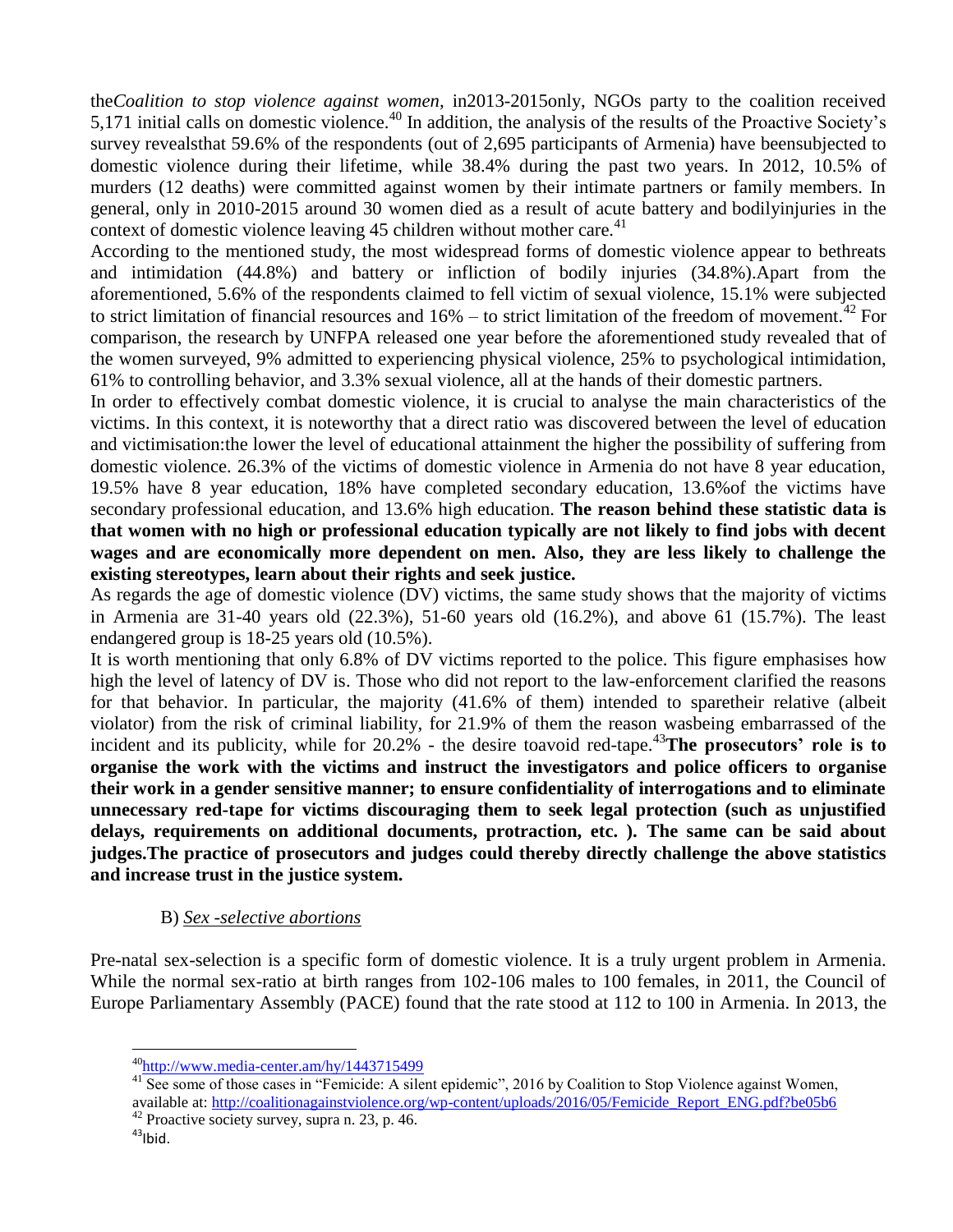the*Coalition to stop violence against women*, in2013-2015only, NGOs party to the coalition received 5,171 initial calls on domestic violence.[40] In addition, the analysis of the results of the Proactive Society's survey revealsthat 59.6% of the respondents (out of 2,695 participants of Armenia) have beensubjected to domestic violence during their lifetime, while 38.4% during the past two years. In 2012, 10.5% of murders (12 deaths) were committed against women by their intimate partners or family members. In general, only in 2010-2015 around 30 women died as a result of acute battery and bodilyinjuries in the context of domestic violence leaving 45 children without mother care.[41]

According to the mentioned study, the most widespread forms of domestic violence appear to bethreats and intimidation (44.8%) and battery or infliction of bodily injuries (34.8%).Apart from the aforementioned, 5.6% of the respondents claimed to fell victim of sexual violence, 15.1% were subjected to strict limitation of financial resources and 16% – to strict limitation of the freedom of movement.[42] For comparison, the research by UNFPA released one year before the aforementioned study revealed that of the women surveyed, 9% admitted to experiencing physical violence, 25% to psychological intimidation, 61% to controlling behavior, and 3.3% sexual violence, all at the hands of their domestic partners.

In order to effectively combat domestic violence, it is crucial to analyse the main characteristics of the victims. In this context, it is noteworthy that a direct ratio was discovered between the level of education and victimisation:the lower the level of educational attainment the higher the possibility of suffering from domestic violence. 26.3% of the victims of domestic violence in Armenia do not have 8 year education, 19.5% have 8 year education, 18% have completed secondary education, 13.6%of the victims have secondary professional education, and 13.6% high education. **The reason behind these statistic data is that women with no high or professional education typically are not likely to find jobs with decent wages and are economically more dependent on men. Also, they are less likely to challenge the existing stereotypes, learn about their rights and seek justice.**

As regards the age of domestic violence (DV) victims, the same study shows that the majority of victims in Armenia are 31-40 years old (22.3%), 51-60 years old (16.2%), and above 61 (15.7%). The least endangered group is 18-25 years old (10.5%).

It is worth mentioning that only 6.8% of DV victims reported to the police. This figure emphasises how high the level of latency of DV is. Those who did not report to the law-enforcement clarified the reasons for that behavior. In particular, the majority (41.6% of them) intended to sparetheir relative (albeit violator) from the risk of criminal liability, for 21.9% of them the reason wasbeing embarrassed of the incident and its publicity, while for 20.2% - the desire toavoid red-tape.[43]**The prosecutors' role is to organise the work with the victims and instruct the investigators and police officers to organise their work in a gender sensitive manner; to ensure confidentiality of interrogations and to eliminate unnecessary red-tape for victims discouraging them to seek legal protection (such as unjustified delays, requirements on additional documents, protraction, etc. ). The same can be said about judges.The practice of prosecutors and judges could thereby directly challenge the above statistics and increase trust in the justice system.**

B) *Sex -selective abortions*

Pre-natal sex-selection is a specific form of domestic violence. It is a truly urgent problem in Armenia. While the normal sex-ratio at birth ranges from 102-106 males to 100 females, in 2011, the Council of Europe Parliamentary Assembly (PACE) found that the rate stood at 112 to 100 in Armenia. In 2013, the

---

[40] http://www.media-center.am/hy/1443715499

[41] See some of those cases in "Femicide: A silent epidemic", 2016 by Coalition to Stop Violence against Women, available at: http://coalitionagainstviolence.org/wp-content/uploads/2016/05/Femicide_Report_ENG.pdf?be05b6

[42] Proactive society survey, supra n. 23, p. 46.

[43] Ibid.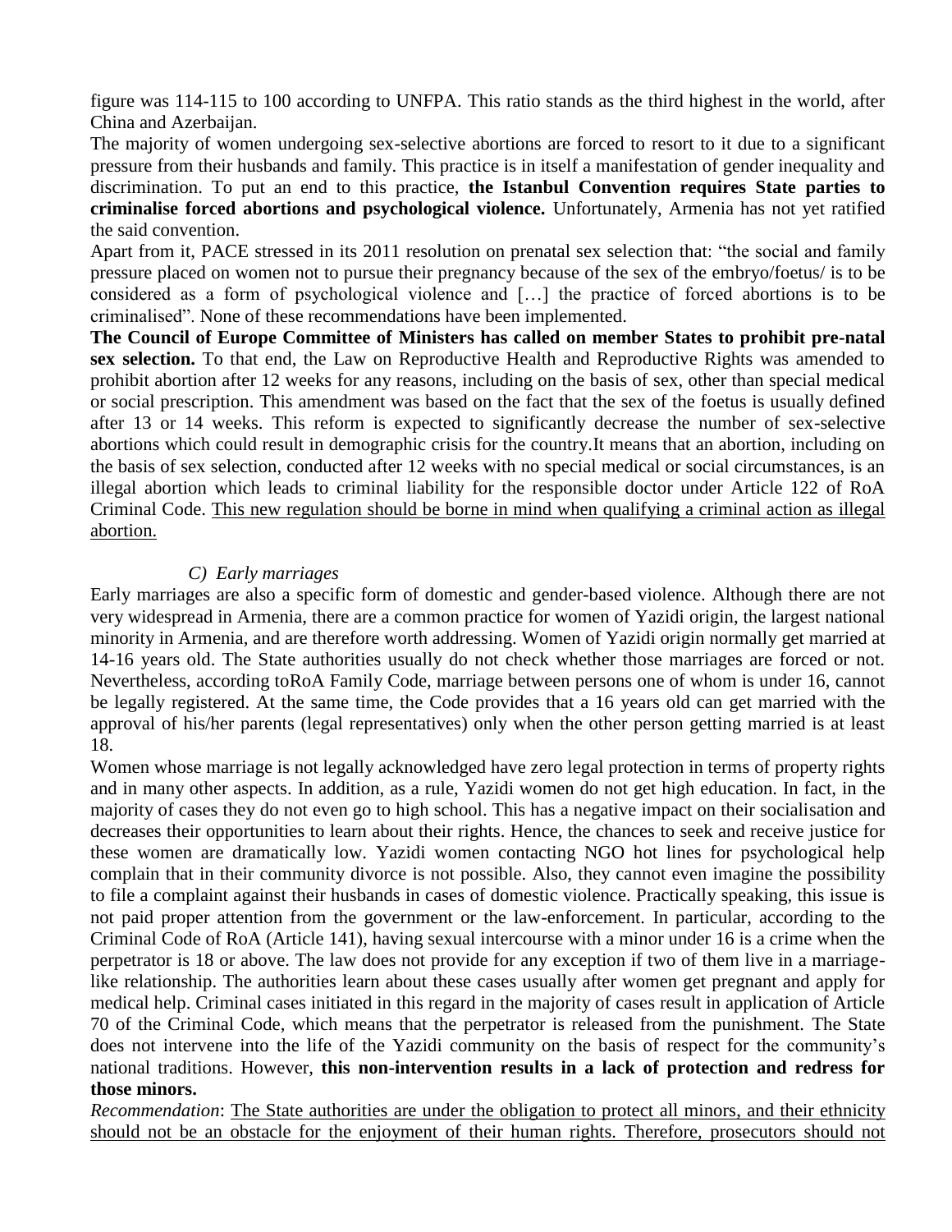figure was 114-115 to 100 according to UNFPA. This ratio stands as the third highest in the world, after China and Azerbaijan.

The majority of women undergoing sex-selective abortions are forced to resort to it due to a significant pressure from their husbands and family. This practice is in itself a manifestation of gender inequality and discrimination. To put an end to this practice, **the Istanbul Convention requires State parties to criminalise forced abortions and psychological violence.** Unfortunately, Armenia has not yet ratified the said convention.

Apart from it, PACE stressed in its 2011 resolution on prenatal sex selection that: "the social and family pressure placed on women not to pursue their pregnancy because of the sex of the embryo/foetus/ is to be considered as a form of psychological violence and […] the practice of forced abortions is to be criminalised". None of these recommendations have been implemented.

**The Council of Europe Committee of Ministers has called on member States to prohibit pre-natal sex selection.** To that end, the Law on Reproductive Health and Reproductive Rights was amended to prohibit abortion after 12 weeks for any reasons, including on the basis of sex, other than special medical or social prescription. This amendment was based on the fact that the sex of the foetus is usually defined after 13 or 14 weeks. This reform is expected to significantly decrease the number of sex-selective abortions which could result in demographic crisis for the country.It means that an abortion, including on the basis of sex selection, conducted after 12 weeks with no special medical or social circumstances, is an illegal abortion which leads to criminal liability for the responsible doctor under Article 122 of RoA Criminal Code. This new regulation should be borne in mind when qualifying a criminal action as illegal abortion.

### *C) Early marriages*

Early marriages are also a specific form of domestic and gender-based violence. Although there are not very widespread in Armenia, there are a common practice for women of Yazidi origin, the largest national minority in Armenia, and are therefore worth addressing. Women of Yazidi origin normally get married at 14-16 years old. The State authorities usually do not check whether those marriages are forced or not. Nevertheless, according toRoA Family Code, marriage between persons one of whom is under 16, cannot be legally registered. At the same time, the Code provides that a 16 years old can get married with the approval of his/her parents (legal representatives) only when the other person getting married is at least 18.

Women whose marriage is not legally acknowledged have zero legal protection in terms of property rights and in many other aspects. In addition, as a rule, Yazidi women do not get high education. In fact, in the majority of cases they do not even go to high school. This has a negative impact on their socialisation and decreases their opportunities to learn about their rights. Hence, the chances to seek and receive justice for these women are dramatically low. Yazidi women contacting NGO hot lines for psychological help complain that in their community divorce is not possible. Also, they cannot even imagine the possibility to file a complaint against their husbands in cases of domestic violence. Practically speaking, this issue is not paid proper attention from the government or the law-enforcement. In particular, according to the Criminal Code of RoA (Article 141), having sexual intercourse with a minor under 16 is a crime when the perpetrator is 18 or above. The law does not provide for any exception if two of them live in a marriage-like relationship. The authorities learn about these cases usually after women get pregnant and apply for medical help. Criminal cases initiated in this regard in the majority of cases result in application of Article 70 of the Criminal Code, which means that the perpetrator is released from the punishment. The State does not intervene into the life of the Yazidi community on the basis of respect for the community's national traditions. However, **this non-intervention results in a lack of protection and redress for those minors.**

*Recommendation*: The State authorities are under the obligation to protect all minors, and their ethnicity should not be an obstacle for the enjoyment of their human rights. Therefore, prosecutors should not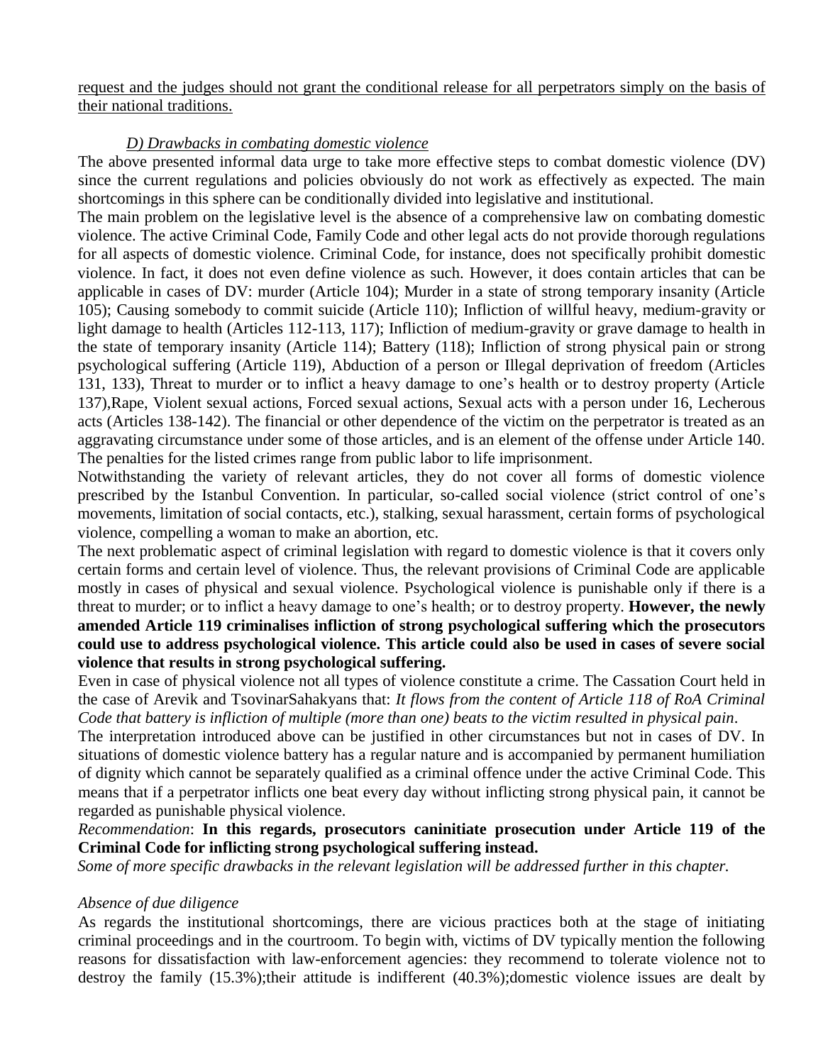request and the judges should not grant the conditional release for all perpetrators simply on the basis of their national traditions.

### *D) Drawbacks in combating domestic violence*

The above presented informal data urge to take more effective steps to combat domestic violence (DV) since the current regulations and policies obviously do not work as effectively as expected. The main shortcomings in this sphere can be conditionally divided into legislative and institutional.

The main problem on the legislative level is the absence of a comprehensive law on combating domestic violence. The active Criminal Code, Family Code and other legal acts do not provide thorough regulations for all aspects of domestic violence. Criminal Code, for instance, does not specifically prohibit domestic violence. In fact, it does not even define violence as such. However, it does contain articles that can be applicable in cases of DV: murder (Article 104); Murder in a state of strong temporary insanity (Article 105); Causing somebody to commit suicide (Article 110); Infliction of willful heavy, medium-gravity or light damage to health (Articles 112-113, 117); Infliction of medium-gravity or grave damage to health in the state of temporary insanity (Article 114); Battery (118); Infliction of strong physical pain or strong psychological suffering (Article 119), Abduction of a person or Illegal deprivation of freedom (Articles 131, 133), Threat to murder or to inflict a heavy damage to one's health or to destroy property (Article 137),Rape, Violent sexual actions, Forced sexual actions, Sexual acts with a person under 16, Lecherous acts (Articles 138-142). The financial or other dependence of the victim on the perpetrator is treated as an aggravating circumstance under some of those articles, and is an element of the offense under Article 140. The penalties for the listed crimes range from public labor to life imprisonment.

Notwithstanding the variety of relevant articles, they do not cover all forms of domestic violence prescribed by the Istanbul Convention. In particular, so-called social violence (strict control of one's movements, limitation of social contacts, etc.), stalking, sexual harassment, certain forms of psychological violence, compelling a woman to make an abortion, etc.

The next problematic aspect of criminal legislation with regard to domestic violence is that it covers only certain forms and certain level of violence. Thus, the relevant provisions of Criminal Code are applicable mostly in cases of physical and sexual violence. Psychological violence is punishable only if there is a threat to murder; or to inflict a heavy damage to one's health; or to destroy property. **However, the newly amended Article 119 criminalises infliction of strong psychological suffering which the prosecutors could use to address psychological violence. This article could also be used in cases of severe social violence that results in strong psychological suffering.**

Even in case of physical violence not all types of violence constitute a crime. The Cassation Court held in the case of Arevik and TsovinarSahakyans that: *It flows from the content of Article 118 of RoA Criminal Code that battery is infliction of multiple (more than one) beats to the victim resulted in physical pain*.

The interpretation introduced above can be justified in other circumstances but not in cases of DV. In situations of domestic violence battery has a regular nature and is accompanied by permanent humiliation of dignity which cannot be separately qualified as a criminal offence under the active Criminal Code. This means that if a perpetrator inflicts one beat every day without inflicting strong physical pain, it cannot be regarded as punishable physical violence.

*Recommendation*: **In this regards, prosecutors caninitiate prosecution under Article 119 of the Criminal Code for inflicting strong psychological suffering instead.**

*Some of more specific drawbacks in the relevant legislation will be addressed further in this chapter.*

*Absence of due diligence*

As regards the institutional shortcomings, there are vicious practices both at the stage of initiating criminal proceedings and in the courtroom. To begin with, victims of DV typically mention the following reasons for dissatisfaction with law-enforcement agencies: they recommend to tolerate violence not to destroy the family (15.3%);their attitude is indifferent (40.3%);domestic violence issues are dealt by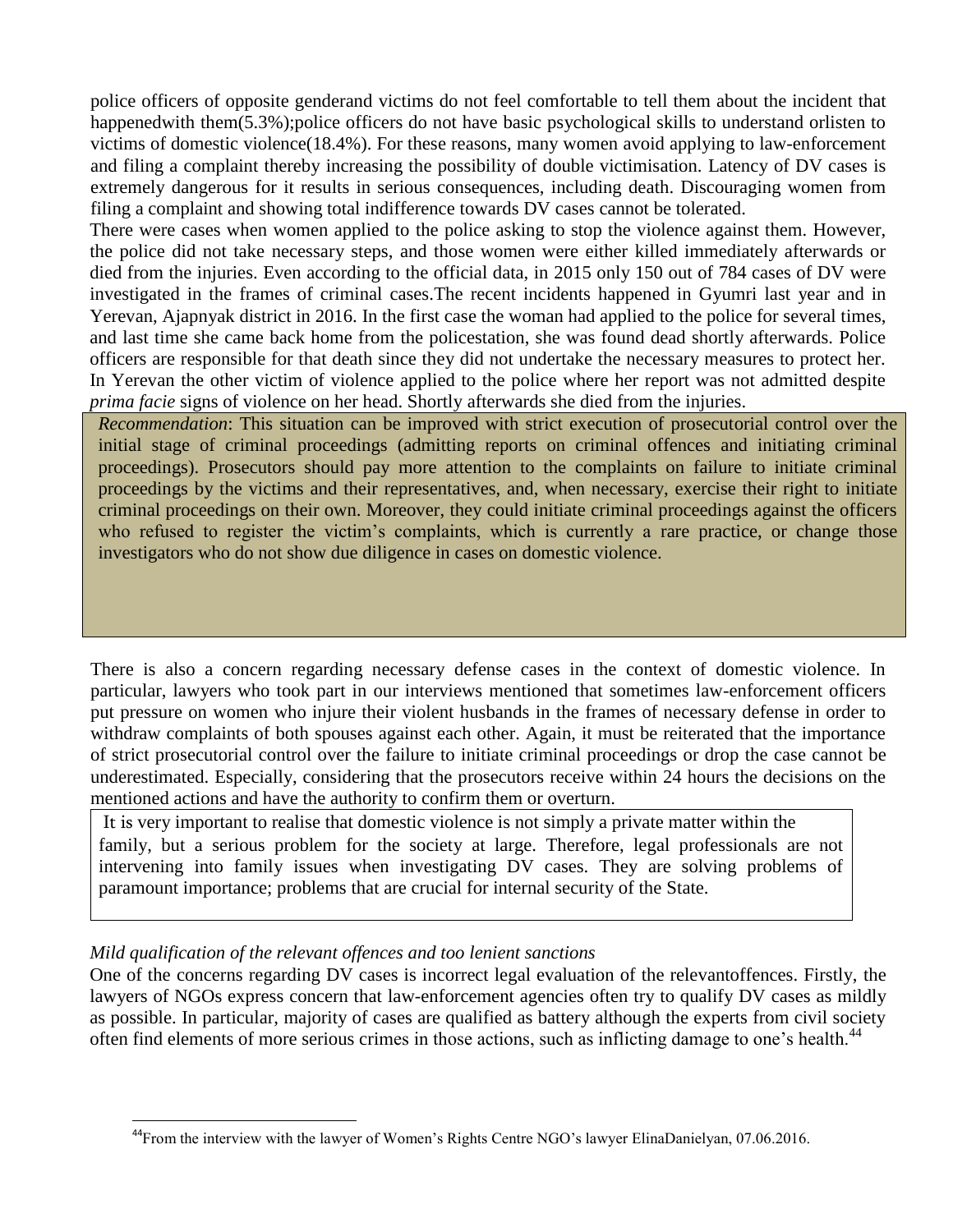police officers of opposite genderand victims do not feel comfortable to tell them about the incident that happenedwith them(5.3%);police officers do not have basic psychological skills to understand orlisten to victims of domestic violence(18.4%). For these reasons, many women avoid applying to law-enforcement and filing a complaint thereby increasing the possibility of double victimisation. Latency of DV cases is extremely dangerous for it results in serious consequences, including death. Discouraging women from filing a complaint and showing total indifference towards DV cases cannot be tolerated.

There were cases when women applied to the police asking to stop the violence against them. However, the police did not take necessary steps, and those women were either killed immediately afterwards or died from the injuries. Even according to the official data, in 2015 only 150 out of 784 cases of DV were investigated in the frames of criminal cases.The recent incidents happened in Gyumri last year and in Yerevan, Ajapnyak district in 2016. In the first case the woman had applied to the police for several times, and last time she came back home from the policestation, she was found dead shortly afterwards. Police officers are responsible for that death since they did not undertake the necessary measures to protect her. In Yerevan the other victim of violence applied to the police where her report was not admitted despite *prima facie* signs of violence on her head. Shortly afterwards she died from the injuries.

*Recommendation*: This situation can be improved with strict execution of prosecutorial control over the initial stage of criminal proceedings (admitting reports on criminal offences and initiating criminal proceedings). Prosecutors should pay more attention to the complaints on failure to initiate criminal proceedings by the victims and their representatives, and, when necessary, exercise their right to initiate criminal proceedings on their own. Moreover, they could initiate criminal proceedings against the officers who refused to register the victim's complaints, which is currently a rare practice, or change those investigators who do not show due diligence in cases on domestic violence.

There is also a concern regarding necessary defense cases in the context of domestic violence. In particular, lawyers who took part in our interviews mentioned that sometimes law-enforcement officers put pressure on women who injure their violent husbands in the frames of necessary defense in order to withdraw complaints of both spouses against each other. Again, it must be reiterated that the importance of strict prosecutorial control over the failure to initiate criminal proceedings or drop the case cannot be underestimated. Especially, considering that the prosecutors receive within 24 hours the decisions on the mentioned actions and have the authority to confirm them or overturn.

It is very important to realise that domestic violence is not simply a private matter within the family, but a serious problem for the society at large. Therefore, legal professionals are not intervening into family issues when investigating DV cases. They are solving problems of paramount importance; problems that are crucial for internal security of the State.

*Mild qualification of the relevant offences and too lenient sanctions*

One of the concerns regarding DV cases is incorrect legal evaluation of the relevantoffences. Firstly, the lawyers of NGOs express concern that law-enforcement agencies often try to qualify DV cases as mildly as possible. In particular, majority of cases are qualified as battery although the experts from civil society often find elements of more serious crimes in those actions, such as inflicting damage to one's health.[44]

[44]From the interview with the lawyer of Women's Rights Centre NGO's lawyer ElinaDanielyan, 07.06.2016.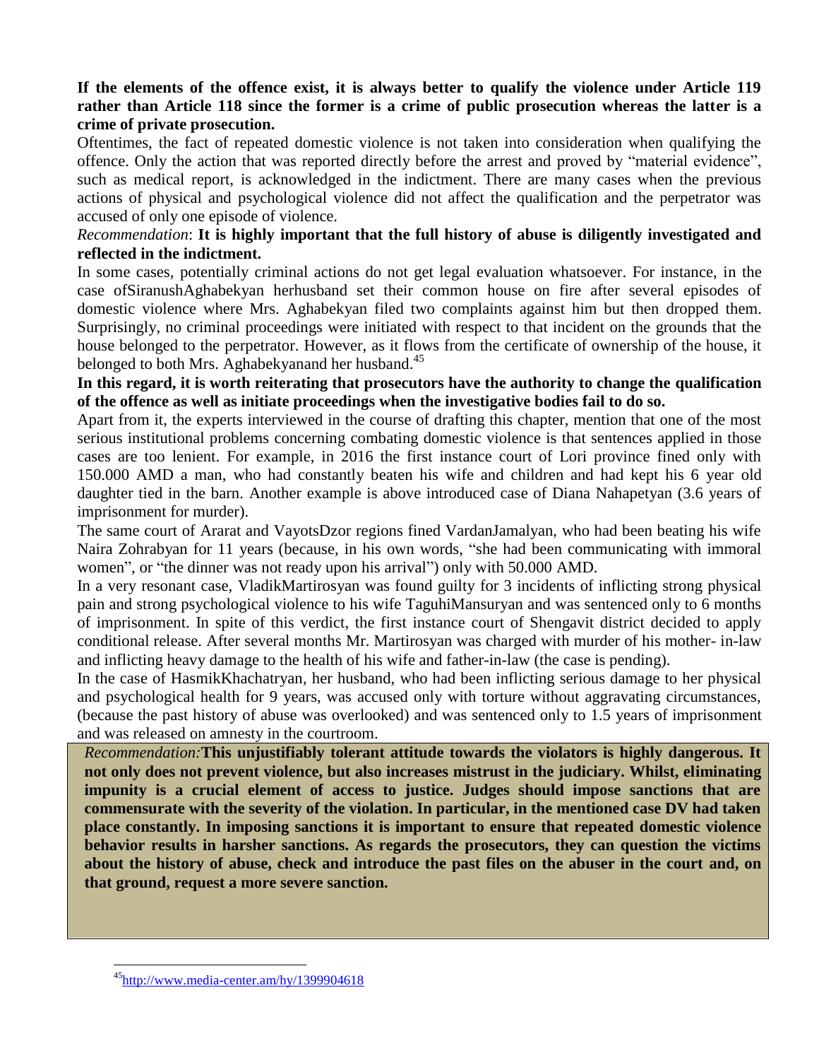**If the elements of the offence exist, it is always better to qualify the violence under Article 119 rather than Article 118 since the former is a crime of public prosecution whereas the latter is a crime of private prosecution.**

Oftentimes, the fact of repeated domestic violence is not taken into consideration when qualifying the offence. Only the action that was reported directly before the arrest and proved by "material evidence", such as medical report, is acknowledged in the indictment. There are many cases when the previous actions of physical and psychological violence did not affect the qualification and the perpetrator was accused of only one episode of violence.

*Recommendation*: **It is highly important that the full history of abuse is diligently investigated and reflected in the indictment.**

In some cases, potentially criminal actions do not get legal evaluation whatsoever. For instance, in the case ofSiranushAghabekyan herhusband set their common house on fire after several episodes of domestic violence where Mrs. Aghabekyan filed two complaints against him but then dropped them. Surprisingly, no criminal proceedings were initiated with respect to that incident on the grounds that the house belonged to the perpetrator. However, as it flows from the certificate of ownership of the house, it belonged to both Mrs. Aghabekyanand her husband.[45]

**In this regard, it is worth reiterating that prosecutors have the authority to change the qualification of the offence as well as initiate proceedings when the investigative bodies fail to do so.**

Apart from it, the experts interviewed in the course of drafting this chapter, mention that one of the most serious institutional problems concerning combating domestic violence is that sentences applied in those cases are too lenient. For example, in 2016 the first instance court of Lori province fined only with 150.000 AMD a man, who had constantly beaten his wife and children and had kept his 6 year old daughter tied in the barn. Another example is above introduced case of Diana Nahapetyan (3.6 years of imprisonment for murder).

The same court of Ararat and VayotsDzor regions fined VardanJamalyan, who had been beating his wife Naira Zohrabyan for 11 years (because, in his own words, "she had been communicating with immoral women", or "the dinner was not ready upon his arrival") only with 50.000 AMD.

In a very resonant case, VladikMartirosyan was found guilty for 3 incidents of inflicting strong physical pain and strong psychological violence to his wife TaguhiMansuryan and was sentenced only to 6 months of imprisonment. In spite of this verdict, the first instance court of Shengavit district decided to apply conditional release. After several months Mr. Martirosyan was charged with murder of his mother- in-law and inflicting heavy damage to the health of his wife and father-in-law (the case is pending).

In the case of HasmikKhachatryan, her husband, who had been inflicting serious damage to her physical and psychological health for 9 years, was accused only with torture without aggravating circumstances, (because the past history of abuse was overlooked) and was sentenced only to 1.5 years of imprisonment and was released on amnesty in the courtroom.

*Recommendation:* **This unjustifiably tolerant attitude towards the violators is highly dangerous. It not only does not prevent violence, but also increases mistrust in the judiciary. Whilst, eliminating impunity is a crucial element of access to justice. Judges should impose sanctions that are commensurate with the severity of the violation. In particular, in the mentioned case DV had taken place constantly. In imposing sanctions it is important to ensure that repeated domestic violence behavior results in harsher sanctions. As regards the prosecutors, they can question the victims about the history of abuse, check and introduce the past files on the abuser in the court and, on that ground, request a more severe sanction.**

---

[45] http://www.media-center.am/hy/1399904618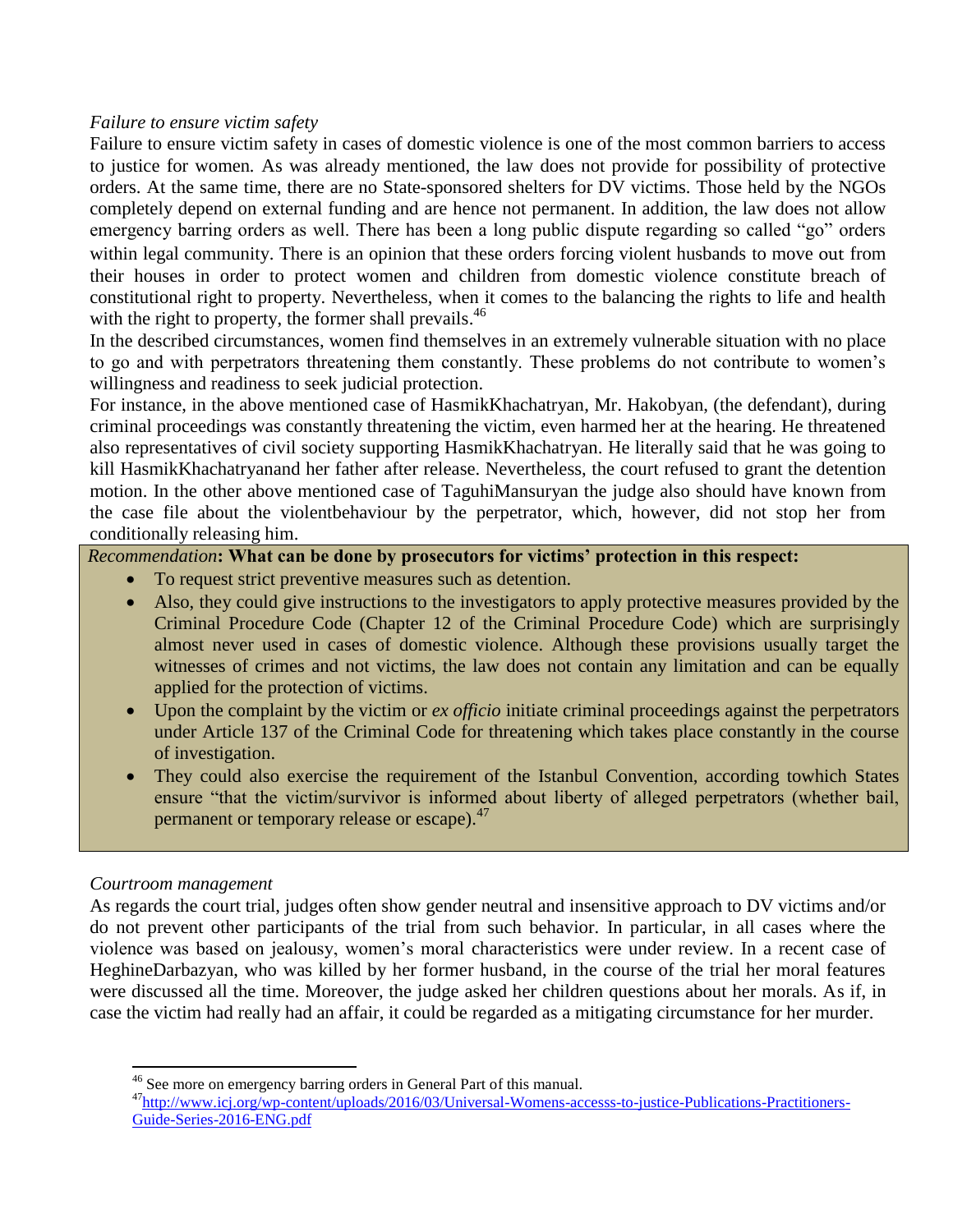*Failure to ensure victim safety*

Failure to ensure victim safety in cases of domestic violence is one of the most common barriers to access to justice for women. As was already mentioned, the law does not provide for possibility of protective orders. At the same time, there are no State-sponsored shelters for DV victims. Those held by the NGOs completely depend on external funding and are hence not permanent. In addition, the law does not allow emergency barring orders as well. There has been a long public dispute regarding so called "go" orders within legal community. There is an opinion that these orders forcing violent husbands to move out from their houses in order to protect women and children from domestic violence constitute breach of constitutional right to property. Nevertheless, when it comes to the balancing the rights to life and health with the right to property, the former shall prevails.[46]

In the described circumstances, women find themselves in an extremely vulnerable situation with no place to go and with perpetrators threatening them constantly. These problems do not contribute to women's willingness and readiness to seek judicial protection.

For instance, in the above mentioned case of HasmikKhachatryan, Mr. Hakobyan, (the defendant), during criminal proceedings was constantly threatening the victim, even harmed her at the hearing. He threatened also representatives of civil society supporting HasmikKhachatryan. He literally said that he was going to kill HasmikKhachatryanand her father after release. Nevertheless, the court refused to grant the detention motion. In the other above mentioned case of TaguhiMansuryan the judge also should have known from the case file about the violentbehaviour by the perpetrator, which, however, did not stop her from conditionally releasing him.

*Recommendation***: What can be done by prosecutors for victims' protection in this respect:**

- To request strict preventive measures such as detention.
- Also, they could give instructions to the investigators to apply protective measures provided by the Criminal Procedure Code (Chapter 12 of the Criminal Procedure Code) which are surprisingly almost never used in cases of domestic violence. Although these provisions usually target the witnesses of crimes and not victims, the law does not contain any limitation and can be equally applied for the protection of victims.
- Upon the complaint by the victim or *ex officio* initiate criminal proceedings against the perpetrators under Article 137 of the Criminal Code for threatening which takes place constantly in the course of investigation.
- They could also exercise the requirement of the Istanbul Convention, according towhich States ensure "that the victim/survivor is informed about liberty of alleged perpetrators (whether bail, permanent or temporary release or escape).[47]

*Courtroom management*

As regards the court trial, judges often show gender neutral and insensitive approach to DV victims and/or do not prevent other participants of the trial from such behavior. In particular, in all cases where the violence was based on jealousy, women's moral characteristics were under review. In a recent case of HeghineDarbazyan, who was killed by her former husband, in the course of the trial her moral features were discussed all the time. Moreover, the judge asked her children questions about her morals. As if, in case the victim had really had an affair, it could be regarded as a mitigating circumstance for her murder.

---

[46] See more on emergency barring orders in General Part of this manual.

[47] http://www.icj.org/wp-content/uploads/2016/03/Universal-Womens-accesss-to-justice-Publications-Practitioners-Guide-Series-2016-ENG.pdf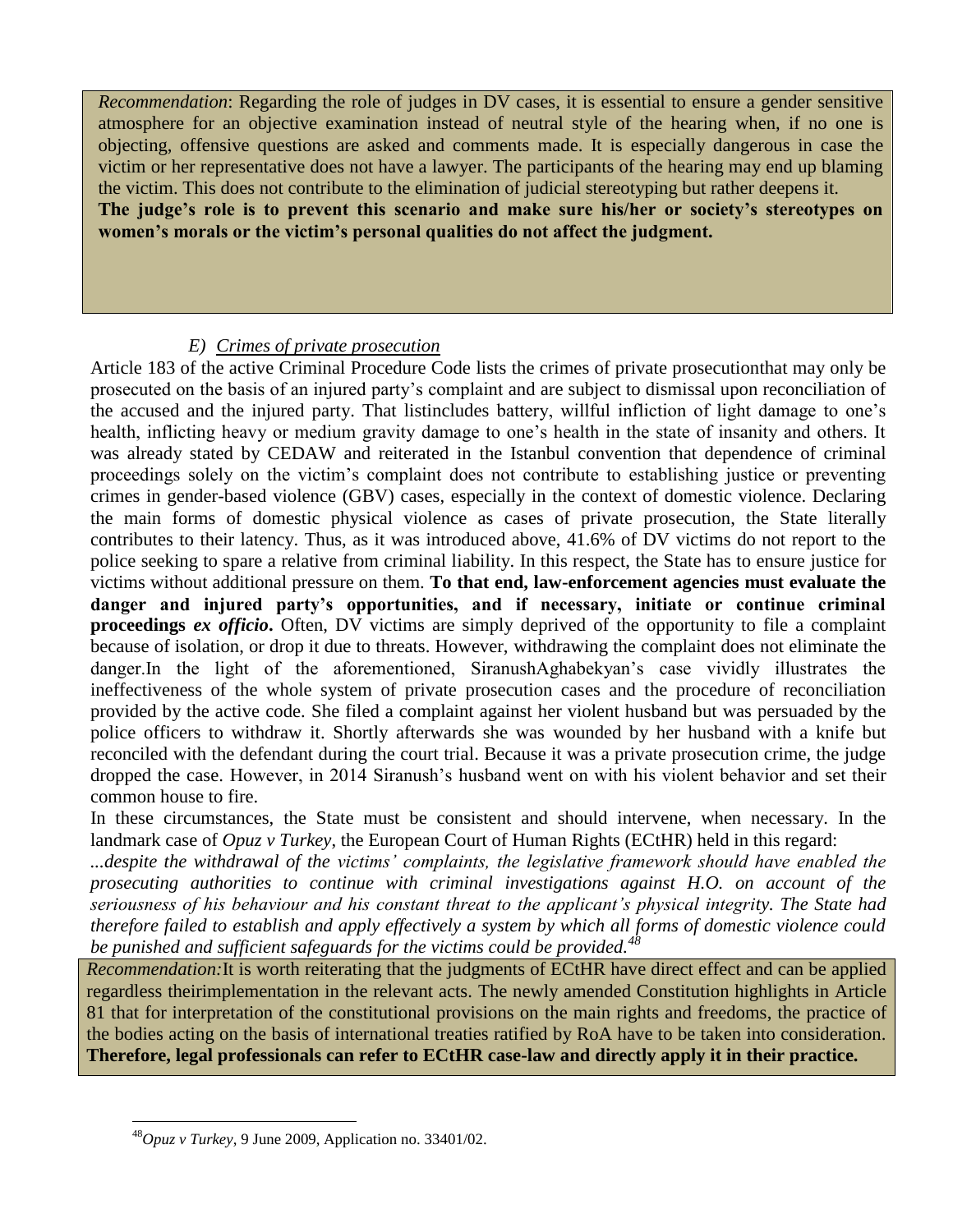*Recommendation*: Regarding the role of judges in DV cases, it is essential to ensure a gender sensitive atmosphere for an objective examination instead of neutral style of the hearing when, if no one is objecting, offensive questions are asked and comments made. It is especially dangerous in case the victim or her representative does not have a lawyer. The participants of the hearing may end up blaming the victim. This does not contribute to the elimination of judicial stereotyping but rather deepens it.
**The judge's role is to prevent this scenario and make sure his/her or society's stereotypes on women's morals or the victim's personal qualities do not affect the judgment.**

### *E) Crimes of private prosecution*

Article 183 of the active Criminal Procedure Code lists the crimes of private prosecutionthat may only be prosecuted on the basis of an injured party's complaint and are subject to dismissal upon reconciliation of the accused and the injured party. That listincludes battery, willful infliction of light damage to one's health, inflicting heavy or medium gravity damage to one's health in the state of insanity and others. It was already stated by CEDAW and reiterated in the Istanbul convention that dependence of criminal proceedings solely on the victim's complaint does not contribute to establishing justice or preventing crimes in gender-based violence (GBV) cases, especially in the context of domestic violence. Declaring the main forms of domestic physical violence as cases of private prosecution, the State literally contributes to their latency. Thus, as it was introduced above, 41.6% of DV victims do not report to the police seeking to spare a relative from criminal liability. In this respect, the State has to ensure justice for victims without additional pressure on them. **To that end, law-enforcement agencies must evaluate the danger and injured party's opportunities, and if necessary, initiate or continue criminal proceedings *ex officio*.** Often, DV victims are simply deprived of the opportunity to file a complaint because of isolation, or drop it due to threats. However, withdrawing the complaint does not eliminate the danger.In the light of the aforementioned, SiranushAghabekyan's case vividly illustrates the ineffectiveness of the whole system of private prosecution cases and the procedure of reconciliation provided by the active code. She filed a complaint against her violent husband but was persuaded by the police officers to withdraw it. Shortly afterwards she was wounded by her husband with a knife but reconciled with the defendant during the court trial. Because it was a private prosecution crime, the judge dropped the case. However, in 2014 Siranush's husband went on with his violent behavior and set their common house to fire.

In these circumstances, the State must be consistent and should intervene, when necessary. In the landmark case of *Opuz v Turkey*, the European Court of Human Rights (ECtHR) held in this regard:

*...despite the withdrawal of the victims' complaints, the legislative framework should have enabled the prosecuting authorities to continue with criminal investigations against H.O. on account of the seriousness of his behaviour and his constant threat to the applicant's physical integrity. The State had therefore failed to establish and apply effectively a system by which all forms of domestic violence could be punished and sufficient safeguards for the victims could be provided.*[48]

*Recommendation:*It is worth reiterating that the judgments of ECtHR have direct effect and can be applied regardless theirimplementation in the relevant acts. The newly amended Constitution highlights in Article 81 that for interpretation of the constitutional provisions on the main rights and freedoms, the practice of the bodies acting on the basis of international treaties ratified by RoA have to be taken into consideration. **Therefore, legal professionals can refer to ECtHR case-law and directly apply it in their practice.**

---

[48] *Opuz v Turkey*, 9 June 2009, Application no. 33401/02.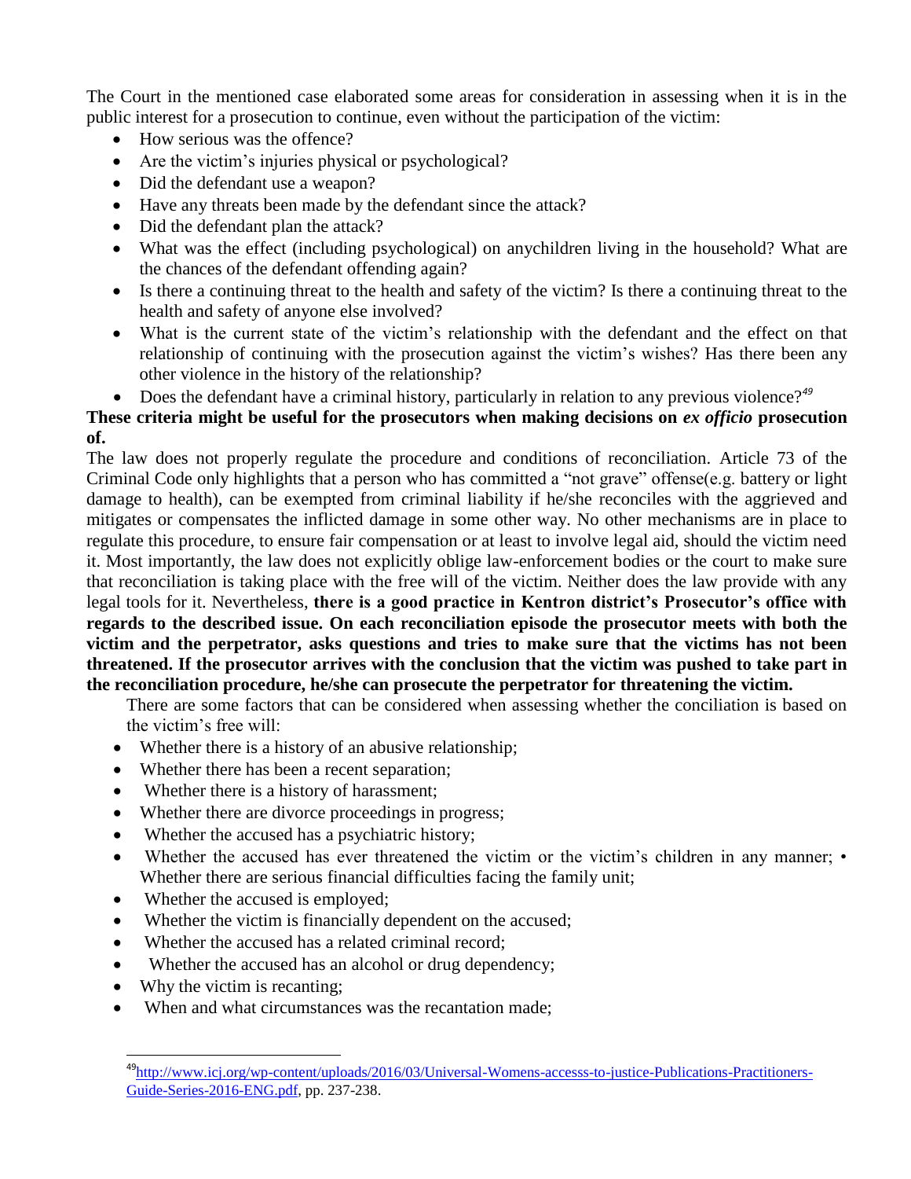The Court in the mentioned case elaborated some areas for consideration in assessing when it is in the public interest for a prosecution to continue, even without the participation of the victim:

- How serious was the offence?
- Are the victim's injuries physical or psychological?
- Did the defendant use a weapon?
- Have any threats been made by the defendant since the attack?
- Did the defendant plan the attack?
- What was the effect (including psychological) on anychildren living in the household? What are the chances of the defendant offending again?
- Is there a continuing threat to the health and safety of the victim? Is there a continuing threat to the health and safety of anyone else involved?
- What is the current state of the victim's relationship with the defendant and the effect on that relationship of continuing with the prosecution against the victim's wishes? Has there been any other violence in the history of the relationship?
- Does the defendant have a criminal history, particularly in relation to any previous violence?[49]

**These criteria might be useful for the prosecutors when making decisions on *ex officio* prosecution of.**

The law does not properly regulate the procedure and conditions of reconciliation. Article 73 of the Criminal Code only highlights that a person who has committed a "not grave" offense(e.g. battery or light damage to health), can be exempted from criminal liability if he/she reconciles with the aggrieved and mitigates or compensates the inflicted damage in some other way. No other mechanisms are in place to regulate this procedure, to ensure fair compensation or at least to involve legal aid, should the victim need it. Most importantly, the law does not explicitly oblige law-enforcement bodies or the court to make sure that reconciliation is taking place with the free will of the victim. Neither does the law provide with any legal tools for it. Nevertheless, **there is a good practice in Kentron district's Prosecutor's office with regards to the described issue. On each reconciliation episode the prosecutor meets with both the victim and the perpetrator, asks questions and tries to make sure that the victims has not been threatened. If the prosecutor arrives with the conclusion that the victim was pushed to take part in the reconciliation procedure, he/she can prosecute the perpetrator for threatening the victim.**

There are some factors that can be considered when assessing whether the conciliation is based on the victim's free will:

- Whether there is a history of an abusive relationship;
- Whether there has been a recent separation;
- Whether there is a history of harassment;
- Whether there are divorce proceedings in progress;
- Whether the accused has a psychiatric history;
- Whether the accused has ever threatened the victim or the victim's children in any manner; • Whether there are serious financial difficulties facing the family unit;
- Whether the accused is employed;
- Whether the victim is financially dependent on the accused;
- Whether the accused has a related criminal record;
- Whether the accused has an alcohol or drug dependency;
- Why the victim is recanting;
- When and what circumstances was the recantation made;

[49] http://www.icj.org/wp-content/uploads/2016/03/Universal-Womens-accesss-to-justice-Publications-Practitioners-Guide-Series-2016-ENG.pdf, pp. 237-238.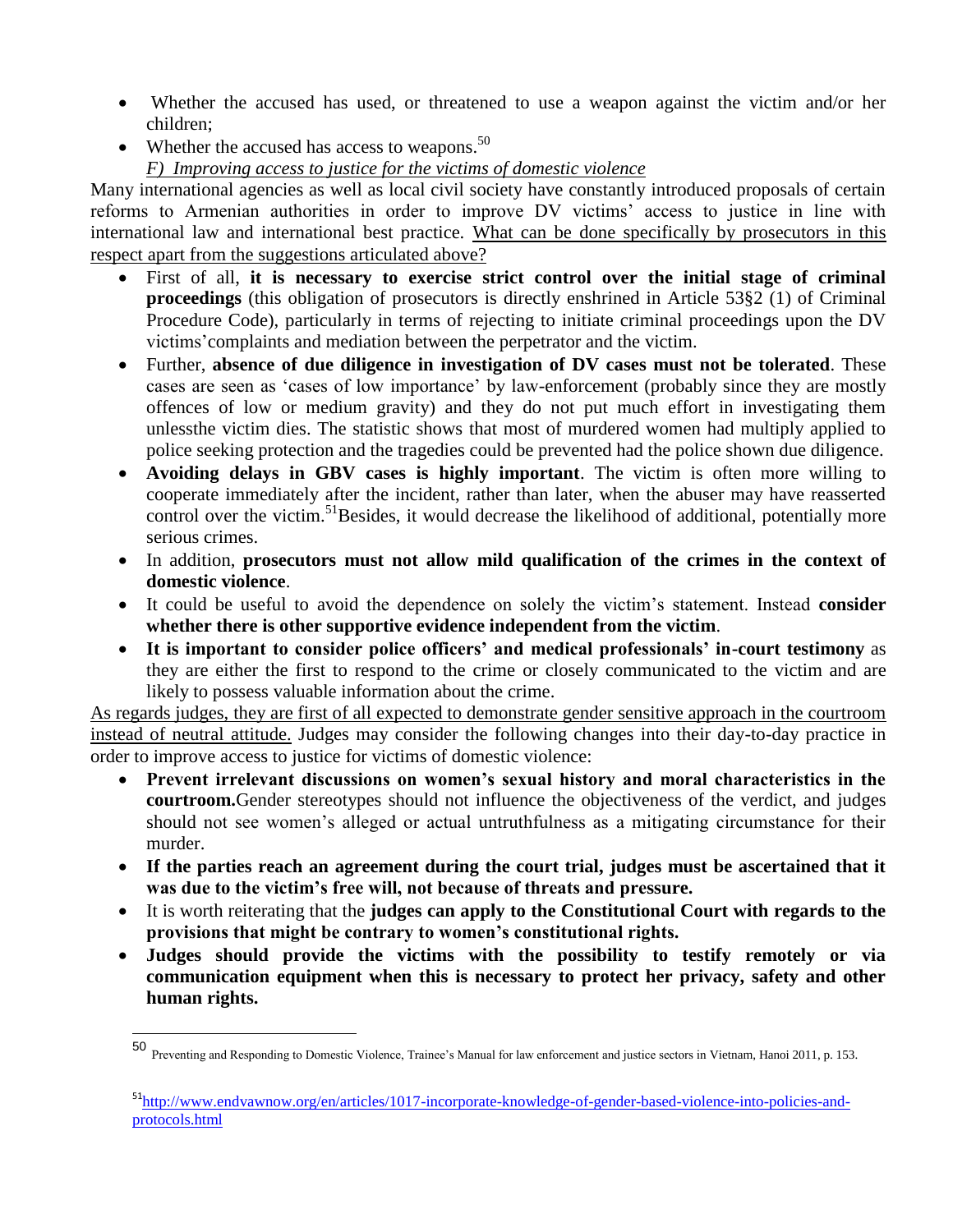- Whether the accused has used, or threatened to use a weapon against the victim and/or her children;
- Whether the accused has access to weapons.[50]

*F) Improving access to justice for the victims of domestic violence*

Many international agencies as well as local civil society have constantly introduced proposals of certain reforms to Armenian authorities in order to improve DV victims' access to justice in line with international law and international best practice. What can be done specifically by prosecutors in this respect apart from the suggestions articulated above?

- First of all, **it is necessary to exercise strict control over the initial stage of criminal proceedings** (this obligation of prosecutors is directly enshrined in Article 53§2 (1) of Criminal Procedure Code), particularly in terms of rejecting to initiate criminal proceedings upon the DV victims'complaints and mediation between the perpetrator and the victim.
- Further, **absence of due diligence in investigation of DV cases must not be tolerated**. These cases are seen as 'cases of low importance' by law-enforcement (probably since they are mostly offences of low or medium gravity) and they do not put much effort in investigating them unlessthe victim dies. The statistic shows that most of murdered women had multiply applied to police seeking protection and the tragedies could be prevented had the police shown due diligence.
- **Avoiding delays in GBV cases is highly important**. The victim is often more willing to cooperate immediately after the incident, rather than later, when the abuser may have reasserted control over the victim.[51]Besides, it would decrease the likelihood of additional, potentially more serious crimes.
- In addition, **prosecutors must not allow mild qualification of the crimes in the context of domestic violence**.
- It could be useful to avoid the dependence on solely the victim's statement. Instead **consider whether there is other supportive evidence independent from the victim**.
- **It is important to consider police officers' and medical professionals' in-court testimony** as they are either the first to respond to the crime or closely communicated to the victim and are likely to possess valuable information about the crime.

As regards judges, they are first of all expected to demonstrate gender sensitive approach in the courtroom instead of neutral attitude. Judges may consider the following changes into their day-to-day practice in order to improve access to justice for victims of domestic violence:

- **Prevent irrelevant discussions on women's sexual history and moral characteristics in the courtroom.**Gender stereotypes should not influence the objectiveness of the verdict, and judges should not see women's alleged or actual untruthfulness as a mitigating circumstance for their murder.
- **If the parties reach an agreement during the court trial, judges must be ascertained that it was due to the victim's free will, not because of threats and pressure.**
- It is worth reiterating that the **judges can apply to the Constitutional Court with regards to the provisions that might be contrary to women's constitutional rights.**
- **Judges should provide the victims with the possibility to testify remotely or via communication equipment when this is necessary to protect her privacy, safety and other human rights.**

---

[50] Preventing and Responding to Domestic Violence, Trainee's Manual for law enforcement and justice sectors in Vietnam, Hanoi 2011, p. 153.

[51] http://www.endvawnow.org/en/articles/1017-incorporate-knowledge-of-gender-based-violence-into-policies-and-protocols.html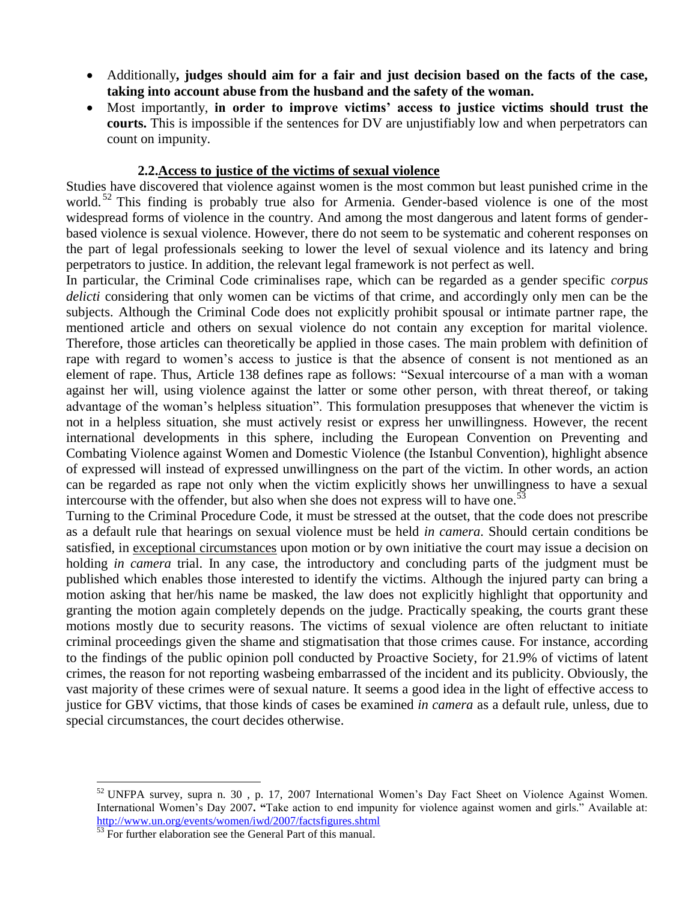- Additionally**, judges should aim for a fair and just decision based on the facts of the case, taking into account abuse from the husband and the safety of the woman.**
- Most importantly, **in order to improve victims' access to justice victims should trust the courts.** This is impossible if the sentences for DV are unjustifiably low and when perpetrators can count on impunity.

### 2.2. Access to justice of the victims of sexual violence

Studies have discovered that violence against women is the most common but least punished crime in the world.[52] This finding is probably true also for Armenia. Gender-based violence is one of the most widespread forms of violence in the country. And among the most dangerous and latent forms of gender-based violence is sexual violence. However, there do not seem to be systematic and coherent responses on the part of legal professionals seeking to lower the level of sexual violence and its latency and bring perpetrators to justice. In addition, the relevant legal framework is not perfect as well.

In particular, the Criminal Code criminalises rape, which can be regarded as a gender specific *corpus delicti* considering that only women can be victims of that crime, and accordingly only men can be the subjects. Although the Criminal Code does not explicitly prohibit spousal or intimate partner rape, the mentioned article and others on sexual violence do not contain any exception for marital violence. Therefore, those articles can theoretically be applied in those cases. The main problem with definition of rape with regard to women's access to justice is that the absence of consent is not mentioned as an element of rape. Thus, Article 138 defines rape as follows: "Sexual intercourse of a man with a woman against her will, using violence against the latter or some other person, with threat thereof, or taking advantage of the woman's helpless situation". This formulation presupposes that whenever the victim is not in a helpless situation, she must actively resist or express her unwillingness. However, the recent international developments in this sphere, including the European Convention on Preventing and Combating Violence against Women and Domestic Violence (the Istanbul Convention), highlight absence of expressed will instead of expressed unwillingness on the part of the victim. In other words, an action can be regarded as rape not only when the victim explicitly shows her unwillingness to have a sexual intercourse with the offender, but also when she does not express will to have one.[53]

Turning to the Criminal Procedure Code, it must be stressed at the outset, that the code does not prescribe as a default rule that hearings on sexual violence must be held *in camera*. Should certain conditions be satisfied, in exceptional circumstances upon motion or by own initiative the court may issue a decision on holding *in camera* trial. In any case, the introductory and concluding parts of the judgment must be published which enables those interested to identify the victims. Although the injured party can bring a motion asking that her/his name be masked, the law does not explicitly highlight that opportunity and granting the motion again completely depends on the judge. Practically speaking, the courts grant these motions mostly due to security reasons. The victims of sexual violence are often reluctant to initiate criminal proceedings given the shame and stigmatisation that those crimes cause. For instance, according to the findings of the public opinion poll conducted by Proactive Society, for 21.9% of victims of latent crimes, the reason for not reporting wasbeing embarrassed of the incident and its publicity. Obviously, the vast majority of these crimes were of sexual nature. It seems a good idea in the light of effective access to justice for GBV victims, that those kinds of cases be examined *in camera* as a default rule, unless, due to special circumstances, the court decides otherwise.

---

[52] UNFPA survey, supra n. 30 , p. 17, 2007 International Women's Day Fact Sheet on Violence Against Women. International Women's Day 2007**. "**Take action to end impunity for violence against women and girls." Available at: http://www.un.org/events/women/iwd/2007/factsfigures.shtml

[53] For further elaboration see the General Part of this manual.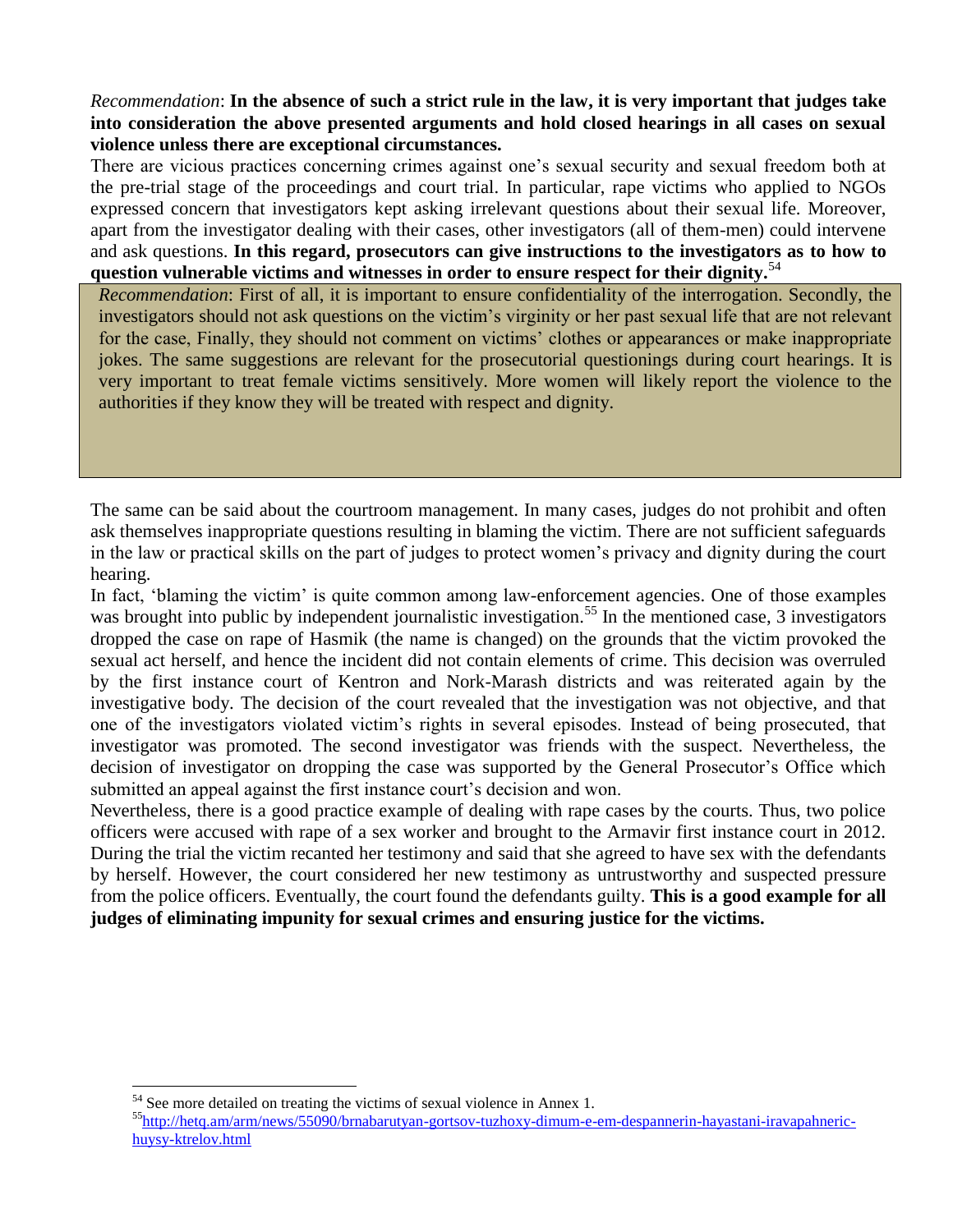*Recommendation*: **In the absence of such a strict rule in the law, it is very important that judges take into consideration the above presented arguments and hold closed hearings in all cases on sexual violence unless there are exceptional circumstances.**

There are vicious practices concerning crimes against one's sexual security and sexual freedom both at the pre-trial stage of the proceedings and court trial. In particular, rape victims who applied to NGOs expressed concern that investigators kept asking irrelevant questions about their sexual life. Moreover, apart from the investigator dealing with their cases, other investigators (all of them-men) could intervene and ask questions. **In this regard, prosecutors can give instructions to the investigators as to how to question vulnerable victims and witnesses in order to ensure respect for their dignity.**[54]

> *Recommendation*: First of all, it is important to ensure confidentiality of the interrogation. Secondly, the investigators should not ask questions on the victim's virginity or her past sexual life that are not relevant for the case, Finally, they should not comment on victims' clothes or appearances or make inappropriate jokes. The same suggestions are relevant for the prosecutorial questionings during court hearings. It is very important to treat female victims sensitively. More women will likely report the violence to the authorities if they know they will be treated with respect and dignity.

The same can be said about the courtroom management. In many cases, judges do not prohibit and often ask themselves inappropriate questions resulting in blaming the victim. There are not sufficient safeguards in the law or practical skills on the part of judges to protect women's privacy and dignity during the court hearing.

In fact, 'blaming the victim' is quite common among law-enforcement agencies. One of those examples was brought into public by independent journalistic investigation.[55] In the mentioned case, 3 investigators dropped the case on rape of Hasmik (the name is changed) on the grounds that the victim provoked the sexual act herself, and hence the incident did not contain elements of crime. This decision was overruled by the first instance court of Kentron and Nork-Marash districts and was reiterated again by the investigative body. The decision of the court revealed that the investigation was not objective, and that one of the investigators violated victim's rights in several episodes. Instead of being prosecuted, that investigator was promoted. The second investigator was friends with the suspect. Nevertheless, the decision of investigator on dropping the case was supported by the General Prosecutor's Office which submitted an appeal against the first instance court's decision and won.

Nevertheless, there is a good practice example of dealing with rape cases by the courts. Thus, two police officers were accused with rape of a sex worker and brought to the Armavir first instance court in 2012. During the trial the victim recanted her testimony and said that she agreed to have sex with the defendants by herself. However, the court considered her new testimony as untrustworthy and suspected pressure from the police officers. Eventually, the court found the defendants guilty. **This is a good example for all judges of eliminating impunity for sexual crimes and ensuring justice for the victims.**

---

[54] See more detailed on treating the victims of sexual violence in Annex 1.

[55] http://hetq.am/arm/news/55090/brnabarutyan-gortsov-tuzhoxy-dimum-e-em-despannerin-hayastani-iravapahneric-huysy-ktrelov.html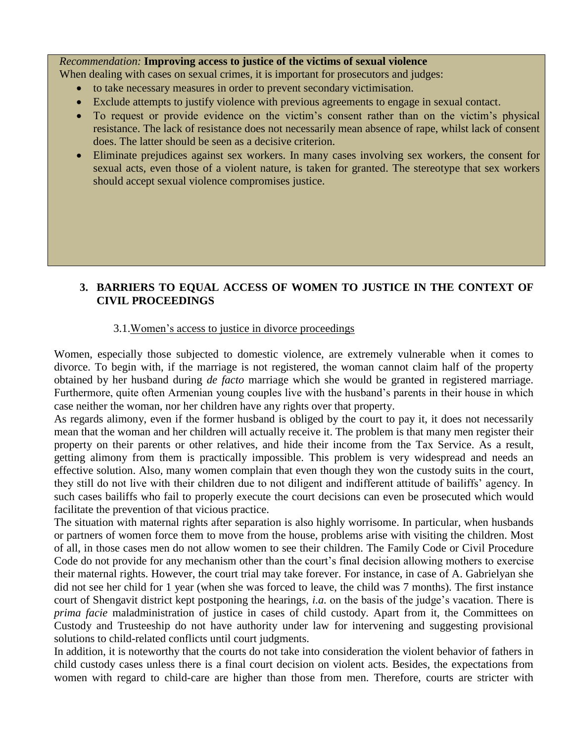*Recommendation:* **Improving access to justice of the victims of sexual violence**

When dealing with cases on sexual crimes, it is important for prosecutors and judges:

- to take necessary measures in order to prevent secondary victimisation.
- Exclude attempts to justify violence with previous agreements to engage in sexual contact.
- To request or provide evidence on the victim's consent rather than on the victim's physical resistance. The lack of resistance does not necessarily mean absence of rape, whilst lack of consent does. The latter should be seen as a decisive criterion.
- Eliminate prejudices against sex workers. In many cases involving sex workers, the consent for sexual acts, even those of a violent nature, is taken for granted. The stereotype that sex workers should accept sexual violence compromises justice.

## 3. BARRIERS TO EQUAL ACCESS OF WOMEN TO JUSTICE IN THE CONTEXT OF CIVIL PROCEEDINGS

### 3.1. Women's access to justice in divorce proceedings

Women, especially those subjected to domestic violence, are extremely vulnerable when it comes to divorce. To begin with, if the marriage is not registered, the woman cannot claim half of the property obtained by her husband during *de facto* marriage which she would be granted in registered marriage. Furthermore, quite often Armenian young couples live with the husband's parents in their house in which case neither the woman, nor her children have any rights over that property.

As regards alimony, even if the former husband is obliged by the court to pay it, it does not necessarily mean that the woman and her children will actually receive it. The problem is that many men register their property on their parents or other relatives, and hide their income from the Tax Service. As a result, getting alimony from them is practically impossible. This problem is very widespread and needs an effective solution. Also, many women complain that even though they won the custody suits in the court, they still do not live with their children due to not diligent and indifferent attitude of bailiffs' agency. In such cases bailiffs who fail to properly execute the court decisions can even be prosecuted which would facilitate the prevention of that vicious practice.

The situation with maternal rights after separation is also highly worrisome. In particular, when husbands or partners of women force them to move from the house, problems arise with visiting the children. Most of all, in those cases men do not allow women to see their children. The Family Code or Civil Procedure Code do not provide for any mechanism other than the court's final decision allowing mothers to exercise their maternal rights. However, the court trial may take forever. For instance, in case of A. Gabrielyan she did not see her child for 1 year (when she was forced to leave, the child was 7 months). The first instance court of Shengavit district kept postponing the hearings, *i.a.* on the basis of the judge's vacation. There is *prima facie* maladministration of justice in cases of child custody. Apart from it, the Committees on Custody and Trusteeship do not have authority under law for intervening and suggesting provisional solutions to child-related conflicts until court judgments.

In addition, it is noteworthy that the courts do not take into consideration the violent behavior of fathers in child custody cases unless there is a final court decision on violent acts. Besides, the expectations from women with regard to child-care are higher than those from men. Therefore, courts are stricter with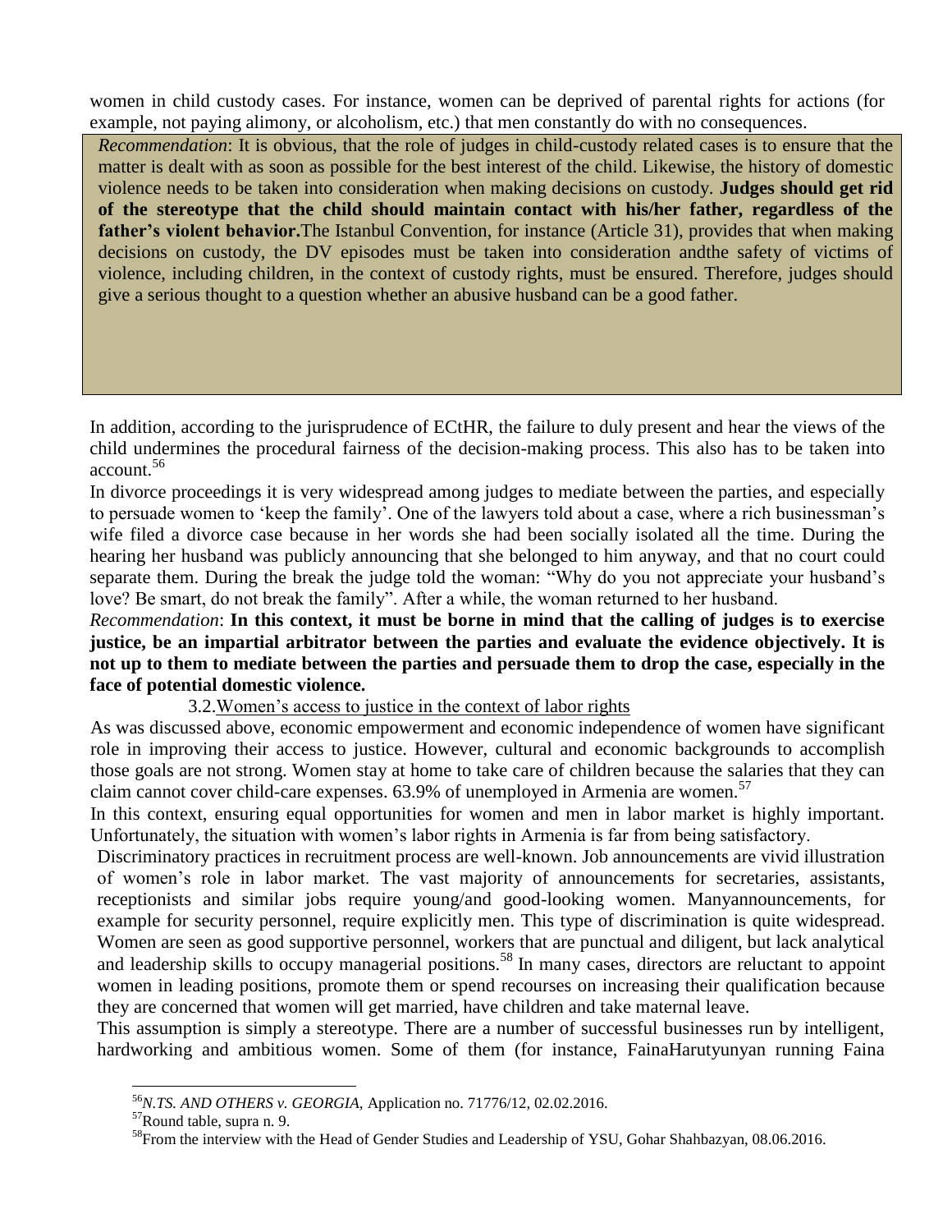women in child custody cases. For instance, women can be deprived of parental rights for actions (for example, not paying alimony, or alcoholism, etc.) that men constantly do with no consequences.

*Recommendation*: It is obvious, that the role of judges in child-custody related cases is to ensure that the matter is dealt with as soon as possible for the best interest of the child. Likewise, the history of domestic violence needs to be taken into consideration when making decisions on custody. **Judges should get rid of the stereotype that the child should maintain contact with his/her father, regardless of the father's violent behavior.**The Istanbul Convention, for instance (Article 31), provides that when making decisions on custody, the DV episodes must be taken into consideration andthe safety of victims of violence, including children, in the context of custody rights, must be ensured. Therefore, judges should give a serious thought to a question whether an abusive husband can be a good father.

In addition, according to the jurisprudence of ECtHR, the failure to duly present and hear the views of the child undermines the procedural fairness of the decision-making process. This also has to be taken into account.[56]

In divorce proceedings it is very widespread among judges to mediate between the parties, and especially to persuade women to 'keep the family'. One of the lawyers told about a case, where a rich businessman's wife filed a divorce case because in her words she had been socially isolated all the time. During the hearing her husband was publicly announcing that she belonged to him anyway, and that no court could separate them. During the break the judge told the woman: "Why do you not appreciate your husband's love? Be smart, do not break the family". After a while, the woman returned to her husband.

*Recommendation*: **In this context, it must be borne in mind that the calling of judges is to exercise justice, be an impartial arbitrator between the parties and evaluate the evidence objectively. It is not up to them to mediate between the parties and persuade them to drop the case, especially in the face of potential domestic violence.**

### 3.2.Women's access to justice in the context of labor rights

As was discussed above, economic empowerment and economic independence of women have significant role in improving their access to justice. However, cultural and economic backgrounds to accomplish those goals are not strong. Women stay at home to take care of children because the salaries that they can claim cannot cover child-care expenses. 63.9% of unemployed in Armenia are women.[57]

In this context, ensuring equal opportunities for women and men in labor market is highly important. Unfortunately, the situation with women's labor rights in Armenia is far from being satisfactory.

Discriminatory practices in recruitment process are well-known. Job announcements are vivid illustration of women's role in labor market. The vast majority of announcements for secretaries, assistants, receptionists and similar jobs require young/and good-looking women. Manyannouncements, for example for security personnel, require explicitly men. This type of discrimination is quite widespread. Women are seen as good supportive personnel, workers that are punctual and diligent, but lack analytical and leadership skills to occupy managerial positions.[58] In many cases, directors are reluctant to appoint women in leading positions, promote them or spend recourses on increasing their qualification because they are concerned that women will get married, have children and take maternal leave.

This assumption is simply a stereotype. There are a number of successful businesses run by intelligent, hardworking and ambitious women. Some of them (for instance, FainaHarutyunyan running Faina

---

[56] *N.TS. AND OTHERS v. GEORGIA,* Application no. 71776/12, 02.02.2016.

[57] Round table, supra n. 9.

[58] From the interview with the Head of Gender Studies and Leadership of YSU, Gohar Shahbazyan, 08.06.2016.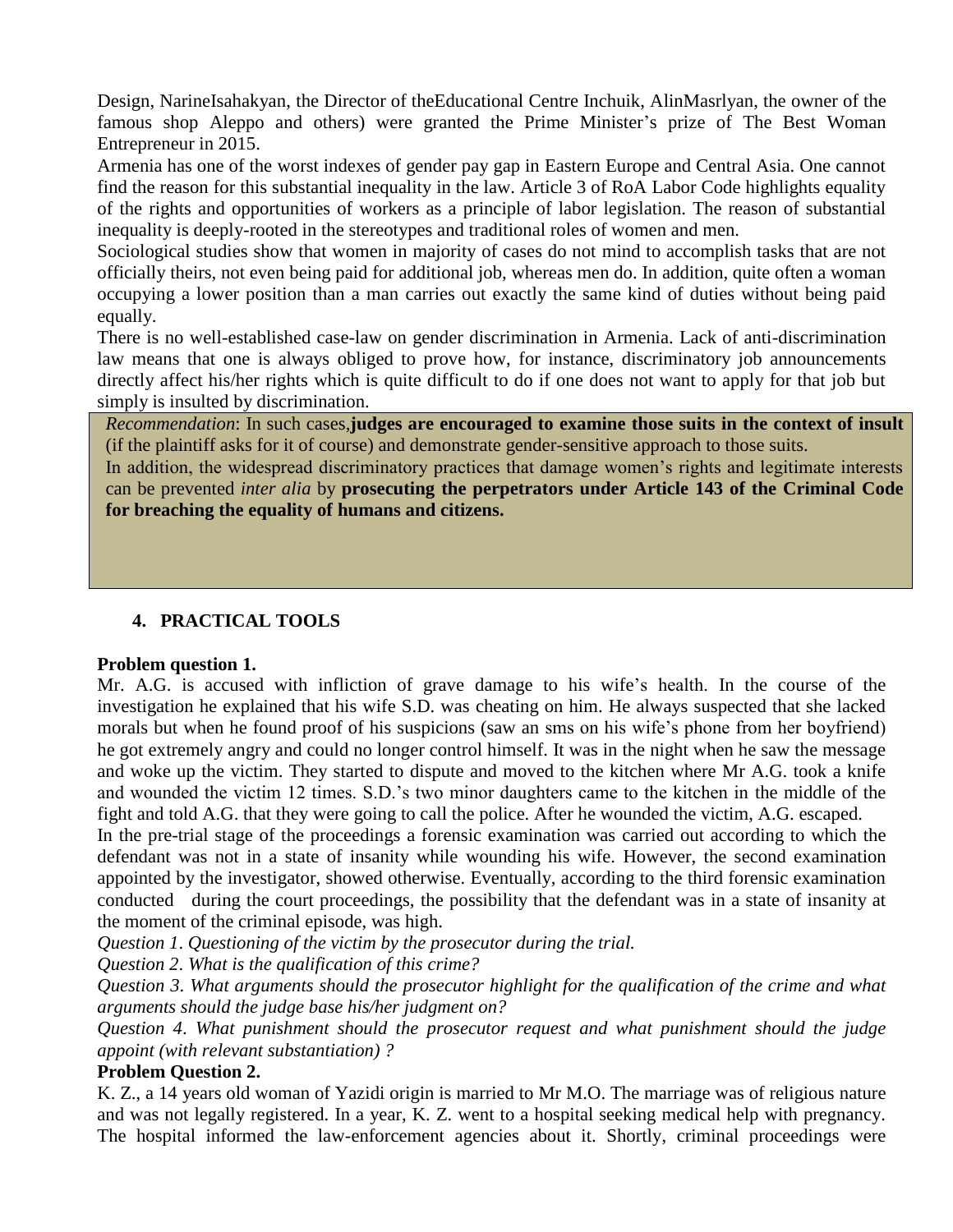Design, NarineIsahakyan, the Director of theEducational Centre Inchuik, AlinMasrlyan, the owner of the famous shop Aleppo and others) were granted the Prime Minister's prize of The Best Woman Entrepreneur in 2015.

Armenia has one of the worst indexes of gender pay gap in Eastern Europe and Central Asia. One cannot find the reason for this substantial inequality in the law. Article 3 of RoA Labor Code highlights equality of the rights and opportunities of workers as a principle of labor legislation. The reason of substantial inequality is deeply-rooted in the stereotypes and traditional roles of women and men.

Sociological studies show that women in majority of cases do not mind to accomplish tasks that are not officially theirs, not even being paid for additional job, whereas men do. In addition, quite often a woman occupying a lower position than a man carries out exactly the same kind of duties without being paid equally.

There is no well-established case-law on gender discrimination in Armenia. Lack of anti-discrimination law means that one is always obliged to prove how, for instance, discriminatory job announcements directly affect his/her rights which is quite difficult to do if one does not want to apply for that job but simply is insulted by discrimination.

*Recommendation*: In such cases,**judges are encouraged to examine those suits in the context of insult** (if the plaintiff asks for it of course) and demonstrate gender-sensitive approach to those suits.

In addition, the widespread discriminatory practices that damage women's rights and legitimate interests can be prevented *inter alia* by **prosecuting the perpetrators under Article 143 of the Criminal Code for breaching the equality of humans and citizens.**

## 4. PRACTICAL TOOLS

**Problem question 1.**

Mr. A.G. is accused with infliction of grave damage to his wife's health. In the course of the investigation he explained that his wife S.D. was cheating on him. He always suspected that she lacked morals but when he found proof of his suspicions (saw an sms on his wife's phone from her boyfriend) he got extremely angry and could no longer control himself. It was in the night when he saw the message and woke up the victim. They started to dispute and moved to the kitchen where Mr A.G. took a knife and wounded the victim 12 times. S.D.'s two minor daughters came to the kitchen in the middle of the fight and told A.G. that they were going to call the police. After he wounded the victim, A.G. escaped.

In the pre-trial stage of the proceedings a forensic examination was carried out according to which the defendant was not in a state of insanity while wounding his wife. However, the second examination appointed by the investigator, showed otherwise. Eventually, according to the third forensic examination conducted during the court proceedings, the possibility that the defendant was in a state of insanity at the moment of the criminal episode, was high.

*Question 1. Questioning of the victim by the prosecutor during the trial.*

*Question 2. What is the qualification of this crime?*

*Question 3. What arguments should the prosecutor highlight for the qualification of the crime and what arguments should the judge base his/her judgment on?*

*Question 4. What punishment should the prosecutor request and what punishment should the judge appoint (with relevant substantiation) ?*

**Problem Question 2.**

K. Z., a 14 years old woman of Yazidi origin is married to Mr M.O. The marriage was of religious nature and was not legally registered. In a year, K. Z. went to a hospital seeking medical help with pregnancy. The hospital informed the law-enforcement agencies about it. Shortly, criminal proceedings were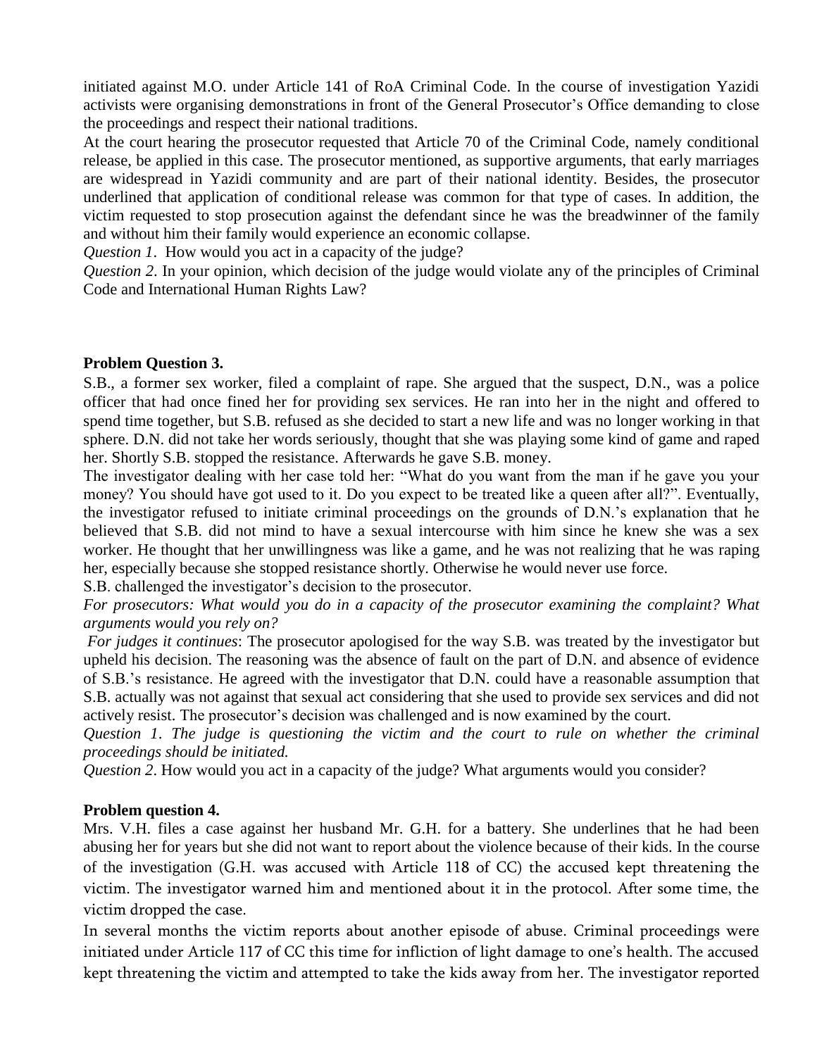initiated against M.O. under Article 141 of RoA Criminal Code. In the course of investigation Yazidi activists were organising demonstrations in front of the General Prosecutor's Office demanding to close the proceedings and respect their national traditions.

At the court hearing the prosecutor requested that Article 70 of the Criminal Code, namely conditional release, be applied in this case. The prosecutor mentioned, as supportive arguments, that early marriages are widespread in Yazidi community and are part of their national identity. Besides, the prosecutor underlined that application of conditional release was common for that type of cases. In addition, the victim requested to stop prosecution against the defendant since he was the breadwinner of the family and without him their family would experience an economic collapse.

*Question 1*. How would you act in a capacity of the judge?

*Question 2*. In your opinion, which decision of the judge would violate any of the principles of Criminal Code and International Human Rights Law?

**Problem Question 3.**

S.B., a former sex worker, filed a complaint of rape. She argued that the suspect, D.N., was a police officer that had once fined her for providing sex services. He ran into her in the night and offered to spend time together, but S.B. refused as she decided to start a new life and was no longer working in that sphere. D.N. did not take her words seriously, thought that she was playing some kind of game and raped her. Shortly S.B. stopped the resistance. Afterwards he gave S.B. money.

The investigator dealing with her case told her: "What do you want from the man if he gave you your money? You should have got used to it. Do you expect to be treated like a queen after all?". Eventually, the investigator refused to initiate criminal proceedings on the grounds of D.N.'s explanation that he believed that S.B. did not mind to have a sexual intercourse with him since he knew she was a sex worker. He thought that her unwillingness was like a game, and he was not realizing that he was raping her, especially because she stopped resistance shortly. Otherwise he would never use force.

S.B. challenged the investigator's decision to the prosecutor.

*For prosecutors: What would you do in a capacity of the prosecutor examining the complaint? What arguments would you rely on?*

*For judges it continues*: The prosecutor apologised for the way S.B. was treated by the investigator but upheld his decision. The reasoning was the absence of fault on the part of D.N. and absence of evidence of S.B.'s resistance. He agreed with the investigator that D.N. could have a reasonable assumption that S.B. actually was not against that sexual act considering that she used to provide sex services and did not actively resist. The prosecutor's decision was challenged and is now examined by the court.

*Question 1. The judge is questioning the victim and the court to rule on whether the criminal proceedings should be initiated.*

*Question 2*. How would you act in a capacity of the judge? What arguments would you consider?

**Problem question 4.**

Mrs. V.H. files a case against her husband Mr. G.H. for a battery. She underlines that he had been abusing her for years but she did not want to report about the violence because of their kids. In the course of the investigation (G.H. was accused with Article 118 of CC) the accused kept threatening the victim. The investigator warned him and mentioned about it in the protocol. After some time, the victim dropped the case.

In several months the victim reports about another episode of abuse. Criminal proceedings were initiated under Article 117 of CC this time for infliction of light damage to one's health. The accused kept threatening the victim and attempted to take the kids away from her. The investigator reported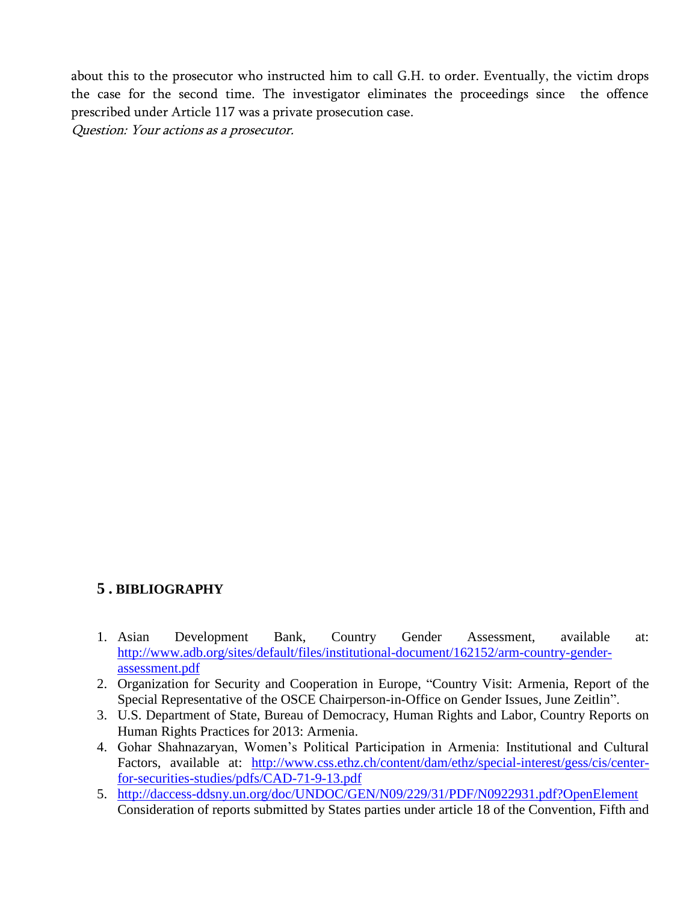about this to the prosecutor who instructed him to call G.H. to order. Eventually, the victim drops the case for the second time. The investigator eliminates the proceedings since the offence prescribed under Article 117 was a private prosecution case.

*Question: Your actions as a prosecutor.*

## 5. BIBLIOGRAPHY

1. Asian Development Bank, Country Gender Assessment, available at: http://www.adb.org/sites/default/files/institutional-document/162152/arm-country-gender-assessment.pdf
2. Organization for Security and Cooperation in Europe, "Country Visit: Armenia, Report of the Special Representative of the OSCE Chairperson-in-Office on Gender Issues, June Zeitlin".
3. U.S. Department of State, Bureau of Democracy, Human Rights and Labor, Country Reports on Human Rights Practices for 2013: Armenia.
4. Gohar Shahnazaryan, Women's Political Participation in Armenia: Institutional and Cultural Factors, available at: http://www.css.ethz.ch/content/dam/ethz/special-interest/gess/cis/center-for-securities-studies/pdfs/CAD-71-9-13.pdf
5. http://daccess-ddsny.un.org/doc/UNDOC/GEN/N09/229/31/PDF/N0922931.pdf?OpenElement Consideration of reports submitted by States parties under article 18 of the Convention, Fifth and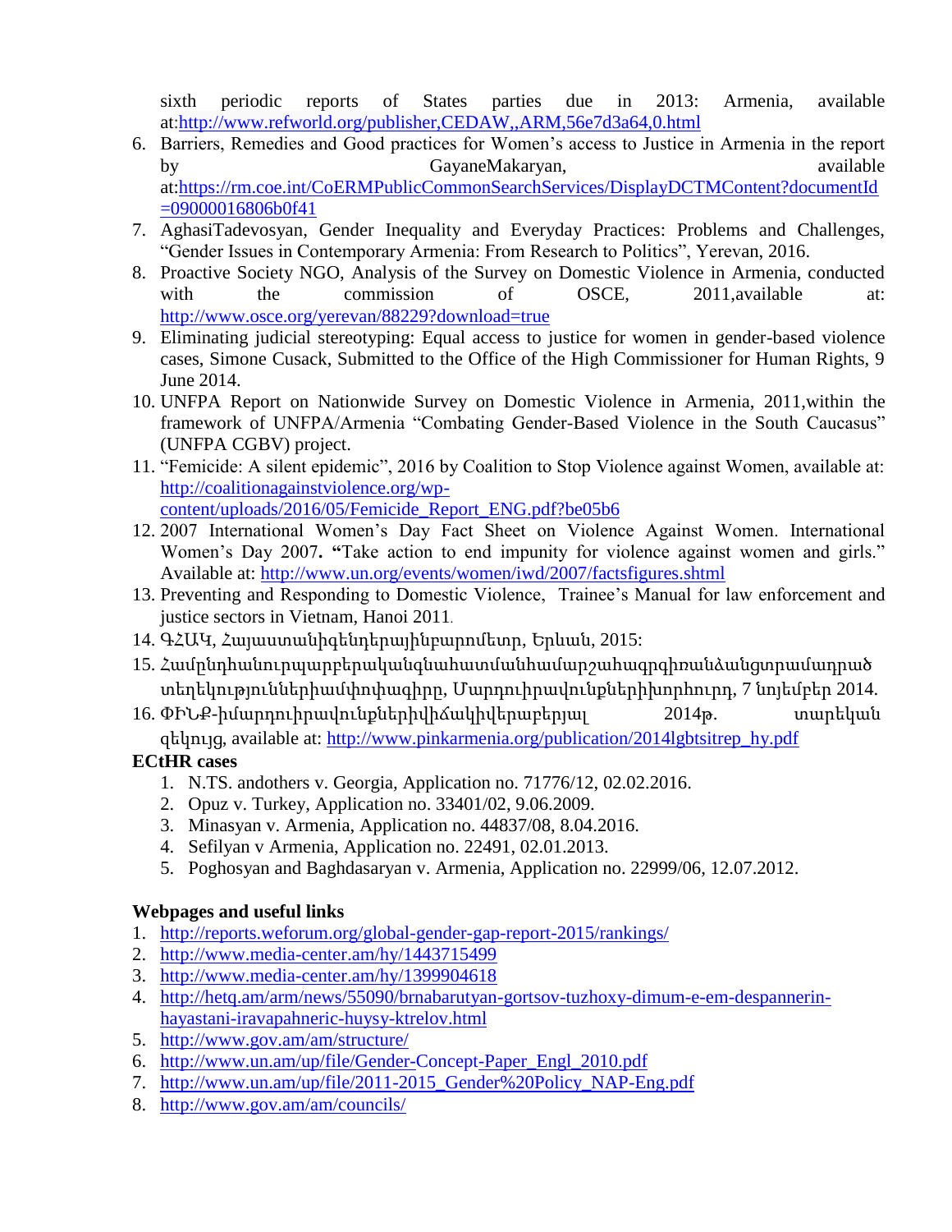sixth periodic reports of States parties due in 2013: Armenia, available at:http://www.refworld.org/publisher,CEDAW,,ARM,56e7d3a64,0.html

6. Barriers, Remedies and Good practices for Women's access to Justice in Armenia in the report by GayaneMakaryan, available at:https://rm.coe.int/CoERMPublicCommonSearchServices/DisplayDCTMContent?documentId=09000016806b0f41
7. AghasiTadevosyan, Gender Inequality and Everyday Practices: Problems and Challenges, "Gender Issues in Contemporary Armenia: From Research to Politics", Yerevan, 2016.
8. Proactive Society NGO, Analysis of the Survey on Domestic Violence in Armenia, conducted with the commission of OSCE, 2011,available at: http://www.osce.org/yerevan/88229?download=true
9. Eliminating judicial stereotyping: Equal access to justice for women in gender-based violence cases, Simone Cusack, Submitted to the Office of the High Commissioner for Human Rights, 9 June 2014.
10. UNFPA Report on Nationwide Survey on Domestic Violence in Armenia, 2011,within the framework of UNFPA/Armenia "Combating Gender-Based Violence in the South Caucasus" (UNFPA CGBV) project.
11. "Femicide: A silent epidemic", 2016 by Coalition to Stop Violence against Women, available at: http://coalitionagainstviolence.org/wp-content/uploads/2016/05/Femicide_Report_ENG.pdf?be05b6
12. 2007 International Women's Day Fact Sheet on Violence Against Women. International Women's Day 2007**. "**Take action to end impunity for violence against women and girls." Available at: http://www.un.org/events/women/iwd/2007/factsfigures.shtml
13. Preventing and Responding to Domestic Violence, Trainee's Manual for law enforcement and justice sectors in Vietnam, Hanoi 2011.
14. ԳՀԱԿ, Հայաստանիգենդերայինպարոմետր, Երևան, 2015:
15. Համընդհանուրպարբերականզննահատմանհամարշահագրգիռանձանցտրամադրած տեղեկություններիամփոփագիրը, Մարդուիրավունքներիխորհուրդ, 7 նոյեմբեր 2014.
16. ՓԻՆՔ-իմարդուիրավունքներիվիճակիվերաբերյալ 2014թ. տարեկան զեկույց, available at: http://www.pinkarmenia.org/publication/2014lgbtsitrep_hy.pdf

**ECtHR cases**

1. N.TS. andothers v. Georgia, Application no. 71776/12, 02.02.2016.
2. Opuz v. Turkey, Application no. 33401/02, 9.06.2009.
3. Minasyan v. Armenia, Application no. 44837/08, 8.04.2016.
4. Sefilyan v Armenia, Application no. 22491, 02.01.2013.
5. Poghosyan and Baghdasaryan v. Armenia, Application no. 22999/06, 12.07.2012.

**Webpages and useful links**

1. http://reports.weforum.org/global-gender-gap-report-2015/rankings/
2. http://www.media-center.am/hy/1443715499
3. http://www.media-center.am/hy/1399904618
4. http://hetq.am/arm/news/55090/brnabarutyan-gortsov-tuzhoxy-dimum-e-em-despannerin-hayastani-iravapahneric-huysy-ktrelov.html
5. http://www.gov.am/am/structure/
6. http://www.un.am/up/file/Gender-Concept-Paper_Engl_2010.pdf
7. http://www.un.am/up/file/2011-2015_Gender%20Policy_NAP-Eng.pdf
8. http://www.gov.am/am/councils/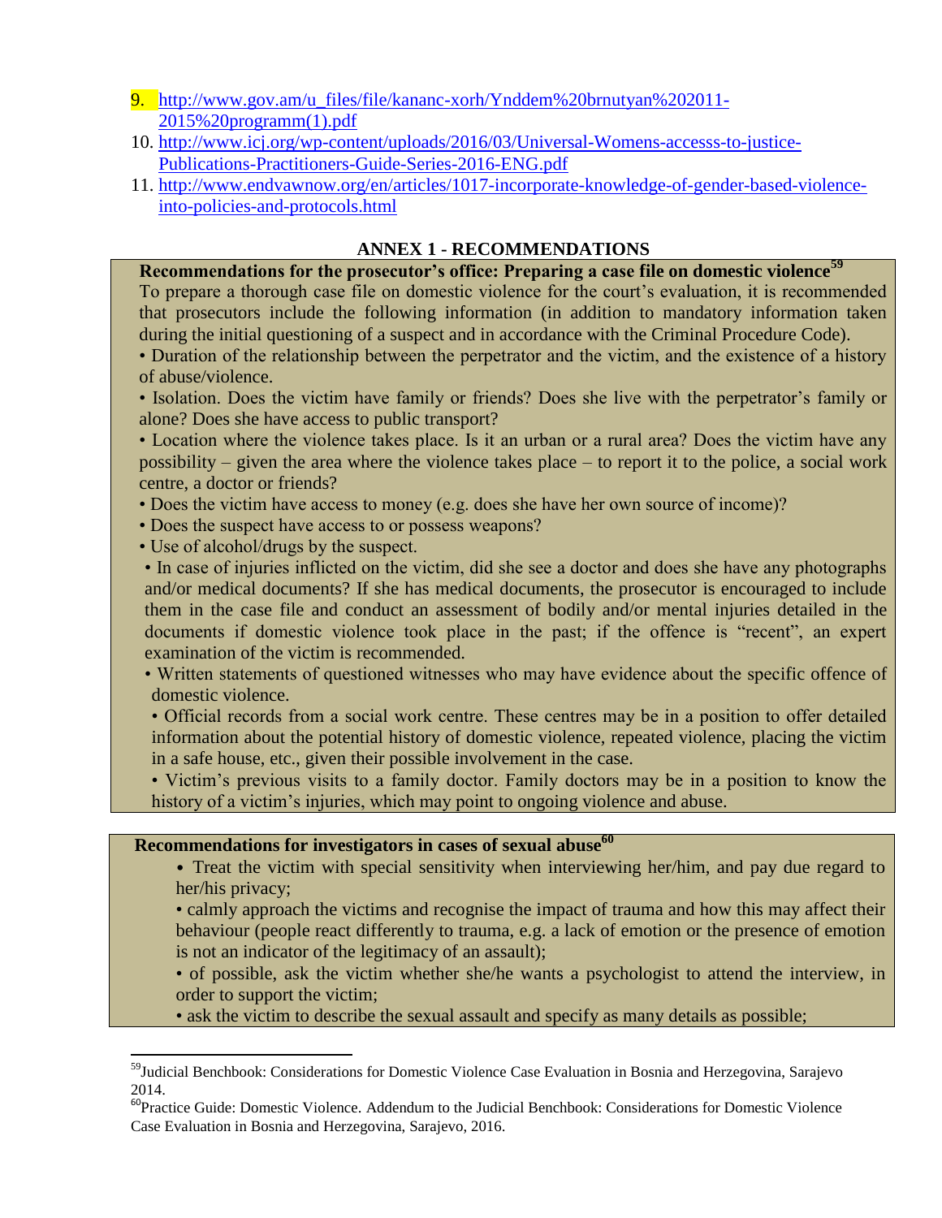9. http://www.gov.am/u_files/file/kananc-xorh/Ynddem%20brnutyan%202011-2015%20programm(1).pdf
10. http://www.icj.org/wp-content/uploads/2016/03/Universal-Womens-accesss-to-justice-Publications-Practitioners-Guide-Series-2016-ENG.pdf
11. http://www.endvawnow.org/en/articles/1017-incorporate-knowledge-of-gender-based-violence-into-policies-and-protocols.html

## ANNEX 1 - RECOMMENDATIONS

**Recommendations for the prosecutor's office: Preparing a case file on domestic violence**[59]

To prepare a thorough case file on domestic violence for the court's evaluation, it is recommended that prosecutors include the following information (in addition to mandatory information taken during the initial questioning of a suspect and in accordance with the Criminal Procedure Code).

- Duration of the relationship between the perpetrator and the victim, and the existence of a history of abuse/violence.
- Isolation. Does the victim have family or friends? Does she live with the perpetrator's family or alone? Does she have access to public transport?
- Location where the violence takes place. Is it an urban or a rural area? Does the victim have any possibility – given the area where the violence takes place – to report it to the police, a social work centre, a doctor or friends?
- Does the victim have access to money (e.g. does she have her own source of income)?
- Does the suspect have access to or possess weapons?
- Use of alcohol/drugs by the suspect.
- In case of injuries inflicted on the victim, did she see a doctor and does she have any photographs and/or medical documents? If she has medical documents, the prosecutor is encouraged to include them in the case file and conduct an assessment of bodily and/or mental injuries detailed in the documents if domestic violence took place in the past; if the offence is "recent", an expert examination of the victim is recommended.
- Written statements of questioned witnesses who may have evidence about the specific offence of domestic violence.
- Official records from a social work centre. These centres may be in a position to offer detailed information about the potential history of domestic violence, repeated violence, placing the victim in a safe house, etc., given their possible involvement in the case.
- Victim's previous visits to a family doctor. Family doctors may be in a position to know the history of a victim's injuries, which may point to ongoing violence and abuse.

**Recommendations for investigators in cases of sexual abuse**[60]

- Treat the victim with special sensitivity when interviewing her/him, and pay due regard to her/his privacy;
- calmly approach the victims and recognise the impact of trauma and how this may affect their behaviour (people react differently to trauma, e.g. a lack of emotion or the presence of emotion is not an indicator of the legitimacy of an assault);
- of possible, ask the victim whether she/he wants a psychologist to attend the interview, in order to support the victim;
- ask the victim to describe the sexual assault and specify as many details as possible;

---

[59] Judicial Benchbook: Considerations for Domestic Violence Case Evaluation in Bosnia and Herzegovina, Sarajevo 2014.

[60] Practice Guide: Domestic Violence. Addendum to the Judicial Benchbook: Considerations for Domestic Violence Case Evaluation in Bosnia and Herzegovina, Sarajevo, 2016.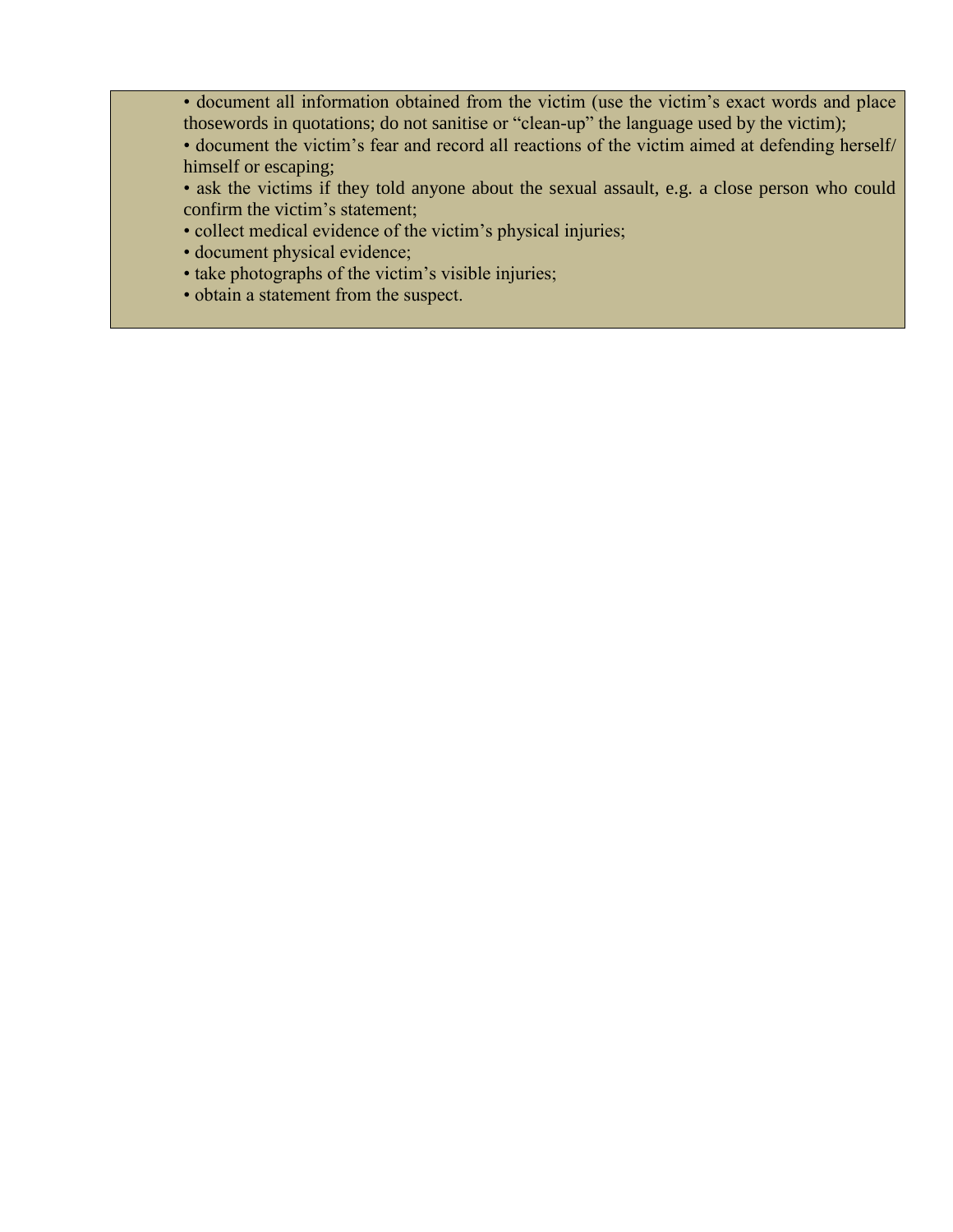- document all information obtained from the victim (use the victim's exact words and place thosewords in quotations; do not sanitise or "clean-up" the language used by the victim);
- document the victim's fear and record all reactions of the victim aimed at defending herself/ himself or escaping;
- ask the victims if they told anyone about the sexual assault, e.g. a close person who could confirm the victim's statement;
- collect medical evidence of the victim's physical injuries;
- document physical evidence;
- take photographs of the victim's visible injuries;
- obtain a statement from the suspect.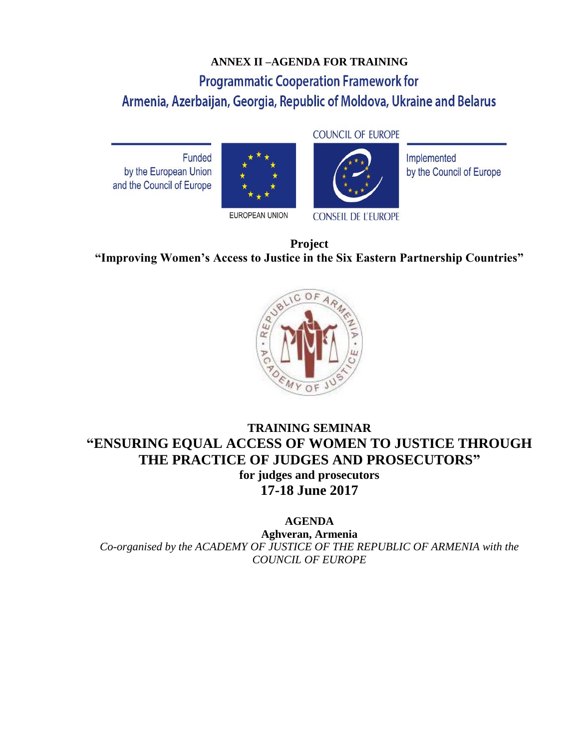**ANNEX II –AGENDA FOR TRAINING**

## Programmatic Cooperation Framework for Armenia, Azerbaijan, Georgia, Republic of Moldova, Ukraine and Belarus

COUNCIL OF EUROPE

Funded by the European Union and the Council of Europe

EUROPEAN UNION

CONSEIL DE L'EUROPE

Implemented by the Council of Europe

**Project**
**"Improving Women's Access to Justice in the Six Eastern Partnership Countries"**

REPUBLIC OF ARMENIA · ACADEMY OF JUSTICE

# TRAINING SEMINAR
# "ENSURING EQUAL ACCESS OF WOMEN TO JUSTICE THROUGH THE PRACTICE OF JUDGES AND PROSECUTORS"

**for judges and prosecutors**

**17-18 June 2017**

**AGENDA**

**Aghveran, Armenia**

*Co-organised by the ACADEMY OF JUSTICE OF THE REPUBLIC OF ARMENIA with the COUNCIL OF EUROPE*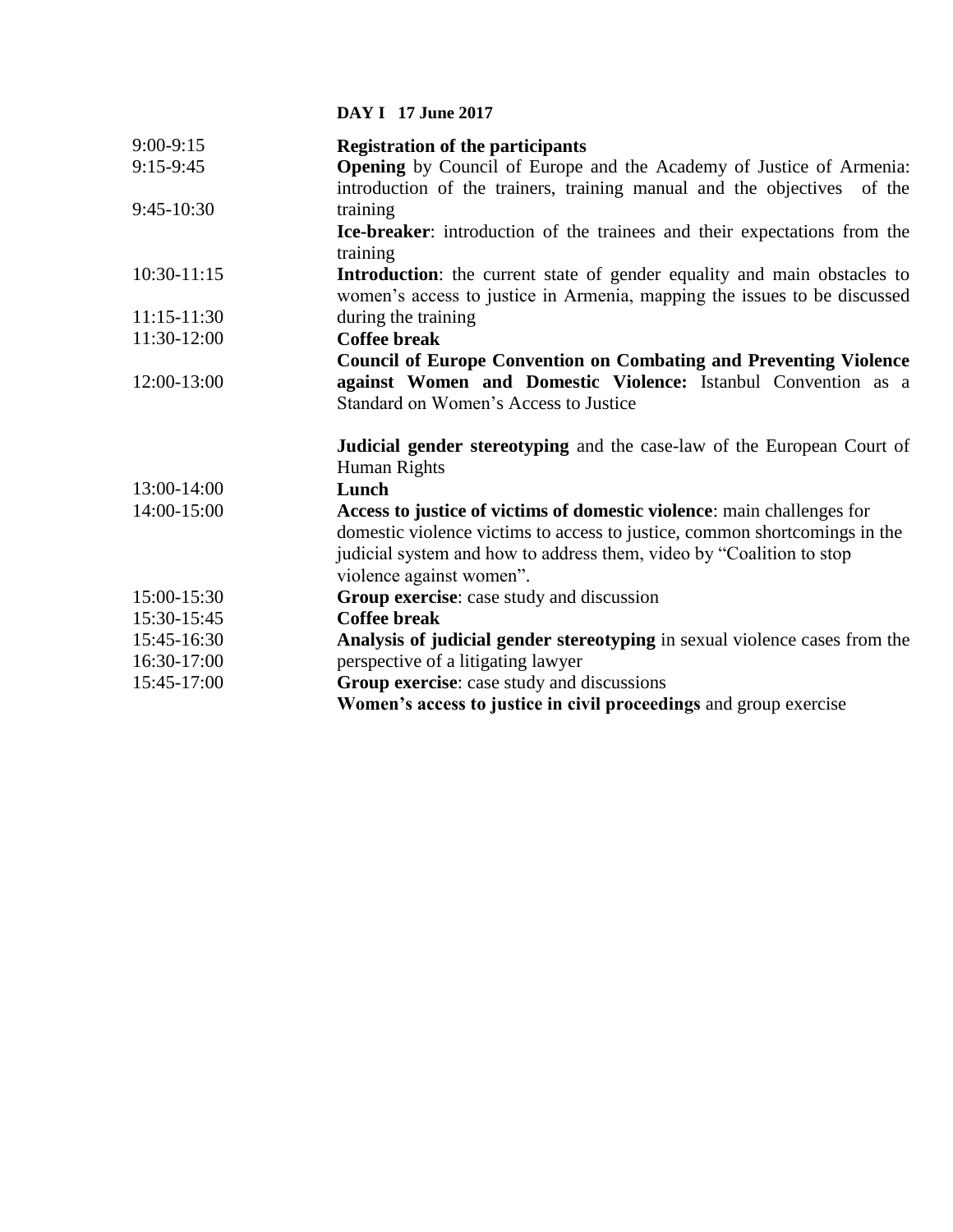**DAY I 17 June 2017**

| Time | Session |
|---|---|
| 9:00-9:15 | **Registration of the participants** |
| 9:15-9:45 | **Opening** by Council of Europe and the Academy of Justice of Armenia: introduction of the trainers, training manual and the objectives of the training |
| 9:45-10:30 | **Ice-breaker**: introduction of the trainees and their expectations from the training |
| 10:30-11:15 | **Introduction**: the current state of gender equality and main obstacles to women's access to justice in Armenia, mapping the issues to be discussed during the training |
| 11:15-11:30 | **Coffee break** |
| 11:30-12:00 | **Council of Europe Convention on Combating and Preventing Violence against Women and Domestic Violence:** Istanbul Convention as a Standard on Women's Access to Justice |
| 12:00-13:00 | **Judicial gender stereotyping** and the case-law of the European Court of Human Rights |
| 13:00-14:00 | **Lunch** |
| 14:00-15:00 | **Access to justice of victims of domestic violence**: main challenges for domestic violence victims to access to justice, common shortcomings in the judicial system and how to address them, video by "Coalition to stop violence against women". |
| 15:00-15:30 | **Group exercise**: case study and discussion |
| 15:30-15:45 | **Coffee break** |
| 15:45-16:30 | **Analysis of judicial gender stereotyping** in sexual violence cases from the perspective of a litigating lawyer |
| 16:30-17:00 | **Group exercise**: case study and discussions |
| 15:45-17:00 | **Women's access to justice in civil proceedings** and group exercise |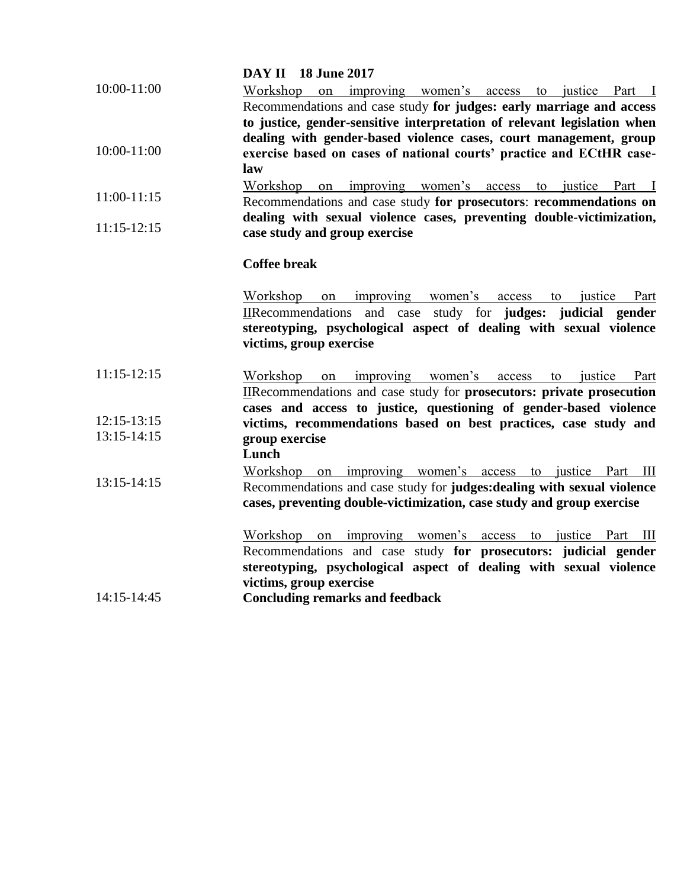**DAY II 18 June 2017**

| | |
|---|---|
| 10:00-11:00 | Workshop on improving women's access to justice Part I Recommendations and case study **for judges: early marriage and access to justice, gender-sensitive interpretation of relevant legislation when dealing with gender-based violence cases, court management, group exercise based on cases of national courts' practice and ECtHR case-law** |
| 10:00-11:00 | Workshop on improving women's access to justice Part I Recommendations and case study **for prosecutors**: **recommendations on dealing with sexual violence cases, preventing double-victimization, case study and group exercise** |
| 11:00-11:15 | **Coffee break** |
| 11:15-12:15 | Workshop on improving women's access to justice Part IIRecommendations and case study for **judges: judicial gender stereotyping, psychological aspect of dealing with sexual violence victims, group exercise** |
| 11:15-12:15 | Workshop on improving women's access to justice Part IIRecommendations and case study for **prosecutors: private prosecution cases and access to justice, questioning of gender-based violence victims, recommendations based on best practices, case study and group exercise** |
| 12:15-13:15 | **Lunch** |
| 13:15-14:15 | Workshop on improving women's access to justice Part III Recommendations and case study for **judges:dealing with sexual violence cases, preventing double-victimization, case study and group exercise** |
| 13:15-14:15 | Workshop on improving women's access to justice Part III Recommendations and case study **for prosecutors: judicial gender stereotyping, psychological aspect of dealing with sexual violence victims, group exercise** |
| 14:15-14:45 | **Concluding remarks and feedback** |